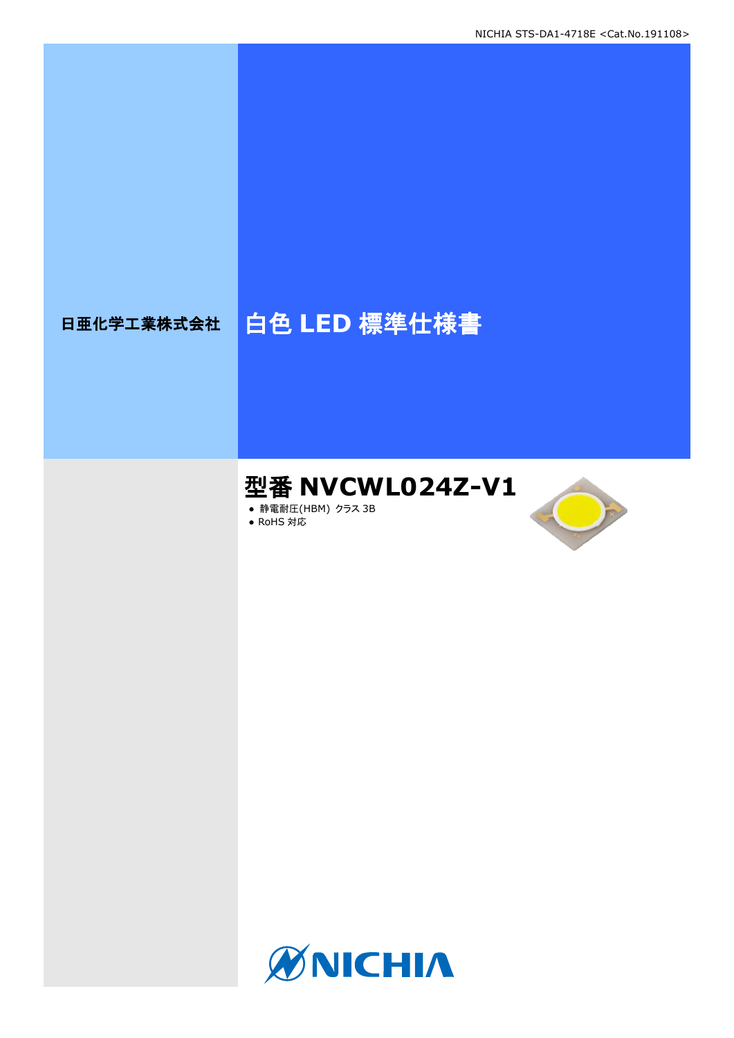日亜化学工業株式会社

# 白色 LED 標準仕様書

## 型番 NVCWL024Z-V1

- 静電耐圧(HBM) クラス 3B
- RoHS 対応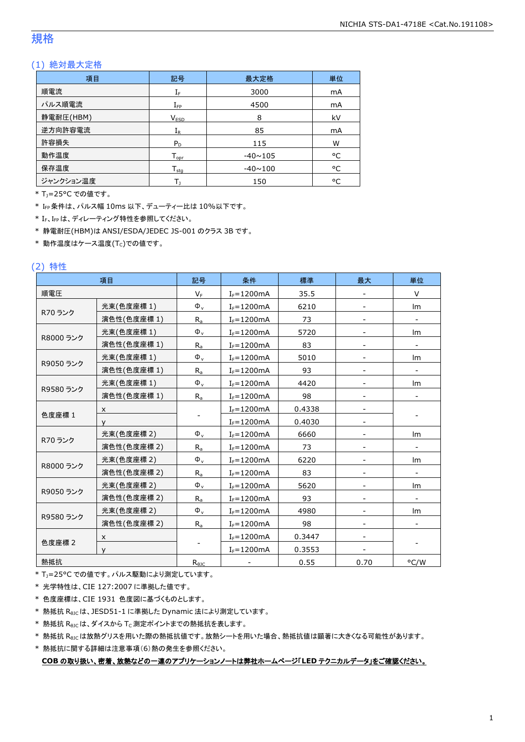# 規格

## (1) 絶対最大定格

| 項目 | 記号 | 最大定格 | 単位 |
|---|---|---|---|
| 順電流 | $I_F$ | 3000 | mA |
| パルス順電流 | $I_{FP}$ | 4500 | mA |
| 静電耐圧(HBM) | $V_{ESD}$ | 8 | kV |
| 逆方向許容電流 | $I_R$ | 85 | mA |
| 許容損失 | $P_D$ | 115 | W |
| 動作温度 | $T_{opr}$ | -40~105 | °C |
| 保存温度 | $T_{stg}$ | -40~100 | °C |
| ジャンクション温度 | $T_J$ | 150 | °C |

* $T_J$=25°C での値です。
* $I_{FP}$ 条件は、パルス幅 10ms 以下、デューティー比は 10%以下です。
* $I_F$、$I_{FP}$ は、ディレーティング特性を参照してください。
* 静電耐圧(HBM)は ANSI/ESDA/JEDEC JS-001 のクラス 3B です。
* 動作温度はケース温度($T_C$)での値です。

## (2) 特性

| 項目 | | 記号 | 条件 | 標準 | 最大 | 単位 |
|---|---|---|---|---|---|---|
| 順電圧 | | $V_F$ | $I_F$=1200mA | 35.5 | - | V |
| R70 ランク | 光束(色度座標 1) | $\Phi_v$ | $I_F$=1200mA | 6210 | - | lm |
| | 演色性(色度座標 1) | $R_a$ | $I_F$=1200mA | 73 | - | - |
| R8000 ランク | 光束(色度座標 1) | $\Phi_v$ | $I_F$=1200mA | 5720 | - | lm |
| | 演色性(色度座標 1) | $R_a$ | $I_F$=1200mA | 83 | - | - |
| R9050 ランク | 光束(色度座標 1) | $\Phi_v$ | $I_F$=1200mA | 5010 | - | lm |
| | 演色性(色度座標 1) | $R_a$ | $I_F$=1200mA | 93 | - | - |
| R9580 ランク | 光束(色度座標 1) | $\Phi_v$ | $I_F$=1200mA | 4420 | - | lm |
| | 演色性(色度座標 1) | $R_a$ | $I_F$=1200mA | 98 | - | - |
| 色度座標 1 | x | - | $I_F$=1200mA | 0.4338 | - | - |
| | y | | $I_F$=1200mA | 0.4030 | - | |
| R70 ランク | 光束(色度座標 2) | $\Phi_v$ | $I_F$=1200mA | 6660 | - | lm |
| | 演色性(色度座標 2) | $R_a$ | $I_F$=1200mA | 73 | - | - |
| R8000 ランク | 光束(色度座標 2) | $\Phi_v$ | $I_F$=1200mA | 6220 | - | lm |
| | 演色性(色度座標 2) | $R_a$ | $I_F$=1200mA | 83 | - | - |
| R9050 ランク | 光束(色度座標 2) | $\Phi_v$ | $I_F$=1200mA | 5620 | - | lm |
| | 演色性(色度座標 2) | $R_a$ | $I_F$=1200mA | 93 | - | - |
| R9580 ランク | 光束(色度座標 2) | $\Phi_v$ | $I_F$=1200mA | 4980 | - | lm |
| | 演色性(色度座標 2) | $R_a$ | $I_F$=1200mA | 98 | - | - |
| 色度座標 2 | x | - | $I_F$=1200mA | 0.3447 | - | - |
| | y | | $I_F$=1200mA | 0.3553 | - | |
| 熱抵抗 | | $R_{\theta JC}$ | - | 0.55 | 0.70 | °C/W |

* $T_J$=25°C での値です。パルス駆動により測定しています。
* 光学特性は、CIE 127:2007 に準拠した値です。
* 色度座標は、CIE 1931 色度図に基づくものとします。
* 熱抵抗 $R_{\theta JC}$ は、JESD51-1 に準拠した Dynamic 法により測定しています。
* 熱抵抗 $R_{\theta JC}$ は、ダイスから $T_C$ 測定ポイントまでの熱抵抗を表します。
* 熱抵抗 $R_{\theta JC}$ は放熱グリスを用いた際の熱抵抗値です。放熱シートを用いた場合、熱抵抗値は顕著に大きくなる可能性があります。
* 熱抵抗に関する詳細は注意事項(6)熱の発生を参照ください。

**COB の取り扱い、密着、放熱などの一連のアプリケーションノートは弊社ホームページ「LED テクニカルデータ」をご確認ください。**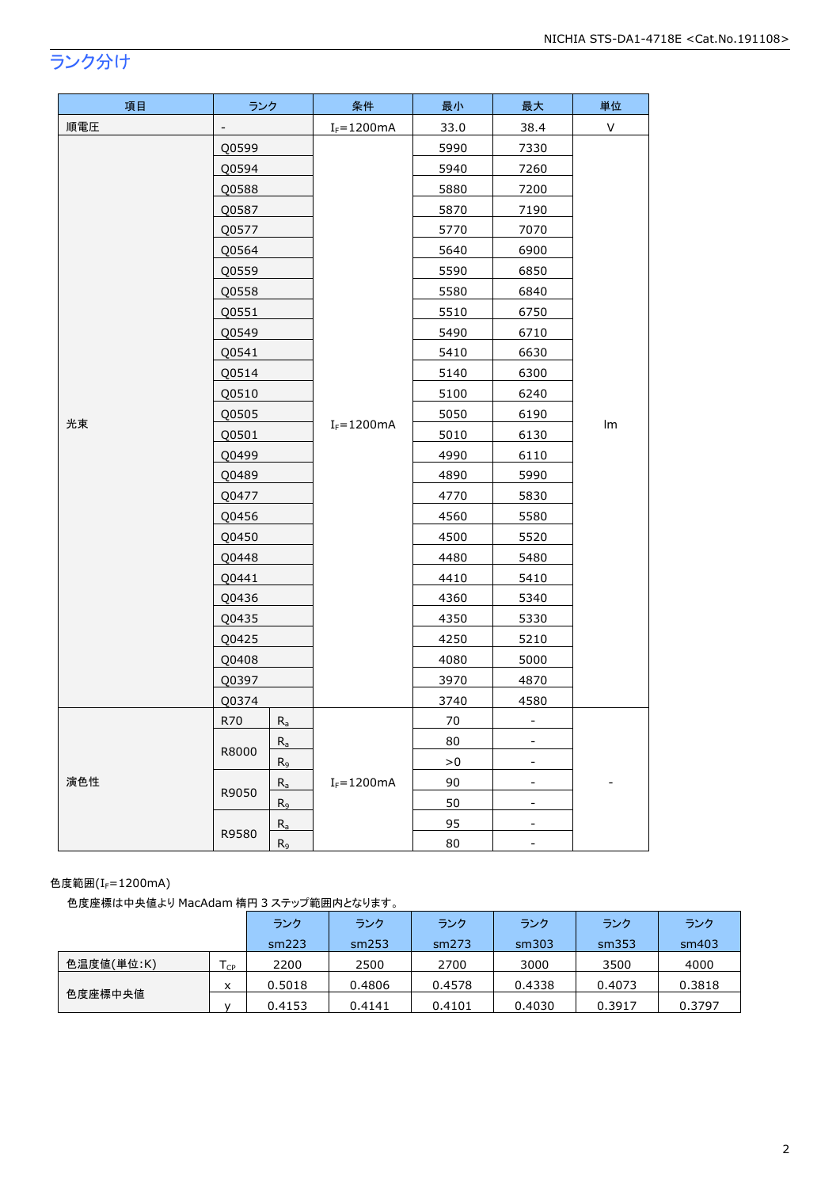## ランク分け

| 項目 | ランク | | 条件 | 最小 | 最大 | 単位 |
|---|---|---|---|---|---|---|
| 順電圧 | - | | $I_F$=1200mA | 33.0 | 38.4 | V |
| 光束 | Q0599 | | $I_F$=1200mA | 5990 | 7330 | lm |
| | Q0594 | | | 5940 | 7260 | |
| | Q0588 | | | 5880 | 7200 | |
| | Q0587 | | | 5870 | 7190 | |
| | Q0577 | | | 5770 | 7070 | |
| | Q0564 | | | 5640 | 6900 | |
| | Q0559 | | | 5590 | 6850 | |
| | Q0558 | | | 5580 | 6840 | |
| | Q0551 | | | 5510 | 6750 | |
| | Q0549 | | | 5490 | 6710 | |
| | Q0541 | | | 5410 | 6630 | |
| | Q0514 | | | 5140 | 6300 | |
| | Q0510 | | | 5100 | 6240 | |
| | Q0505 | | | 5050 | 6190 | |
| | Q0501 | | | 5010 | 6130 | |
| | Q0499 | | | 4990 | 6110 | |
| | Q0489 | | | 4890 | 5990 | |
| | Q0477 | | | 4770 | 5830 | |
| | Q0456 | | | 4560 | 5580 | |
| | Q0450 | | | 4500 | 5520 | |
| | Q0448 | | | 4480 | 5480 | |
| | Q0441 | | | 4410 | 5410 | |
| | Q0436 | | | 4360 | 5340 | |
| | Q0435 | | | 4350 | 5330 | |
| | Q0425 | | | 4250 | 5210 | |
| | Q0408 | | | 4080 | 5000 | |
| | Q0397 | | | 3970 | 4870 | |
| | Q0374 | | | 3740 | 4580 | |
| 演色性 | R70 | $R_a$ | $I_F$=1200mA | 70 | - | - |
| | R8000 | $R_a$ | | 80 | - | |
| | | $R_9$ | | >0 | - | |
| | R9050 | $R_a$ | | 90 | - | |
| | | $R_9$ | | 50 | - | |
| | R9580 | $R_a$ | | 95 | - | |
| | | $R_9$ | | 80 | - | |

色度範囲($I_F$=1200mA)

色度座標は中央値より MacAdam 楕円 3 ステップ範囲内となります。

| | | ランク sm223 | ランク sm253 | ランク sm273 | ランク sm303 | ランク sm353 | ランク sm403 |
|---|---|---|---|---|---|---|---|
| 色温度値(単位:K) | $T_{CP}$ | 2200 | 2500 | 2700 | 3000 | 3500 | 4000 |
| 色度座標中央値 | x | 0.5018 | 0.4806 | 0.4578 | 0.4338 | 0.4073 | 0.3818 |
| | y | 0.4153 | 0.4141 | 0.4101 | 0.4030 | 0.3917 | 0.3797 |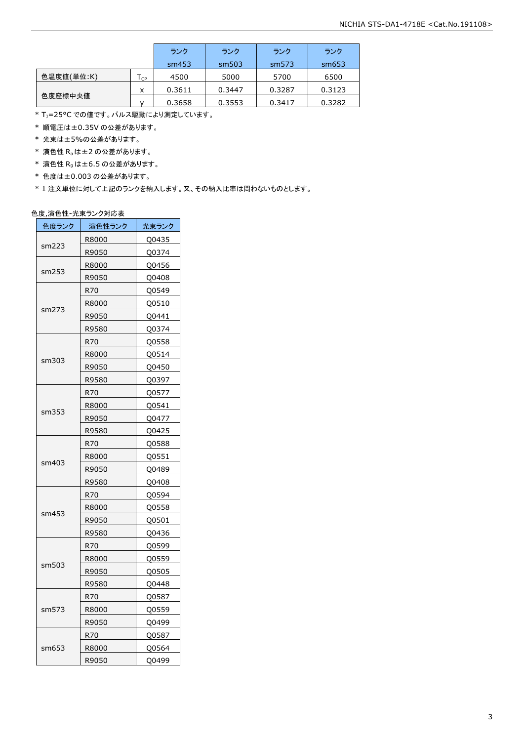| | | ランク sm453 | ランク sm503 | ランク sm573 | ランク sm653 |
|---|---|---|---|---|---|
| 色温度値(単位:K) | $T_{CP}$ | 4500 | 5000 | 5700 | 6500 |
| 色度座標中央値 | x | 0.3611 | 0.3447 | 0.3287 | 0.3123 |
| | y | 0.3658 | 0.3553 | 0.3417 | 0.3282 |

* $T_J$=25°C での値です。パルス駆動により測定しています。
* 順電圧は±0.35V の公差があります。
* 光束は±5%の公差があります。
* 演色性 $R_a$ は±2 の公差があります。
* 演色性 $R_9$ は±6.5 の公差があります。
* 色度は±0.003 の公差があります。
* 1 注文単位に対して上記のランクを納入します。又、その納入比率は問わないものとします。

色度,演色性-光束ランク対応表

| 色度ランク | 演色性ランク | 光束ランク |
|---|---|---|
| sm223 | R8000 | Q0435 |
| | R9050 | Q0374 |
| sm253 | R8000 | Q0456 |
| | R9050 | Q0408 |
| sm273 | R70 | Q0549 |
| | R8000 | Q0510 |
| | R9050 | Q0441 |
| | R9580 | Q0374 |
| sm303 | R70 | Q0558 |
| | R8000 | Q0514 |
| | R9050 | Q0450 |
| | R9580 | Q0397 |
| sm353 | R70 | Q0577 |
| | R8000 | Q0541 |
| | R9050 | Q0477 |
| | R9580 | Q0425 |
| sm403 | R70 | Q0588 |
| | R8000 | Q0551 |
| | R9050 | Q0489 |
| | R9580 | Q0408 |
| sm453 | R70 | Q0594 |
| | R8000 | Q0558 |
| | R9050 | Q0501 |
| | R9580 | Q0436 |
| sm503 | R70 | Q0599 |
| | R8000 | Q0559 |
| | R9050 | Q0505 |
| | R9580 | Q0448 |
| sm573 | R70 | Q0587 |
| | R8000 | Q0559 |
| | R9050 | Q0499 |
| sm653 | R70 | Q0587 |
| | R8000 | Q0564 |
| | R9050 | Q0499 |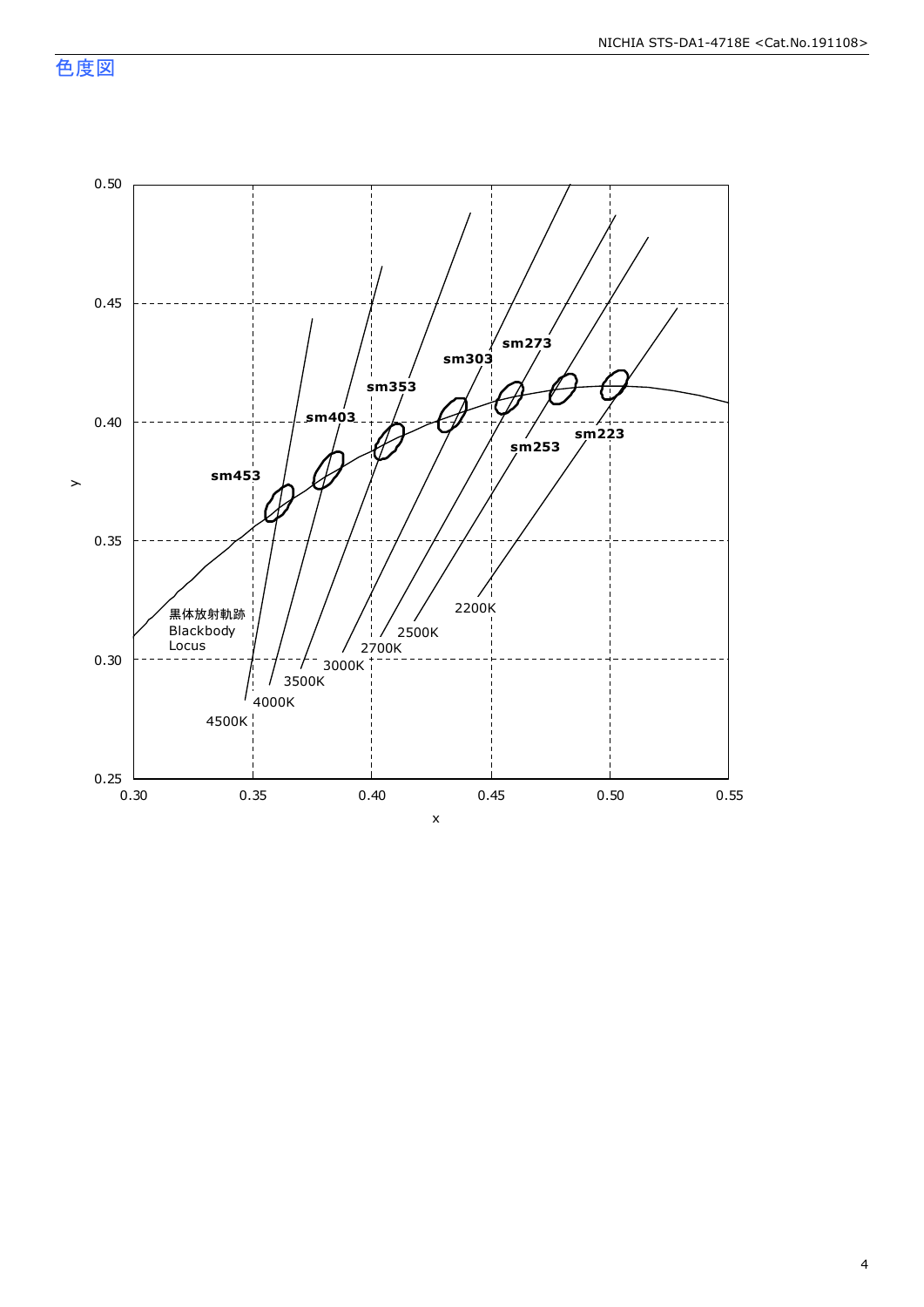# 色度図

y

0.50
0.45
0.40
0.35
0.30
0.25

0.30 0.35 0.40 0.45 0.50 0.55

x

sm453
sm403
sm353
sm303
sm273
sm253
sm223

黒体放射軌跡
Blackbody
Locus

4500K
4000K
3500K
3000K
2700K
2500K
2200K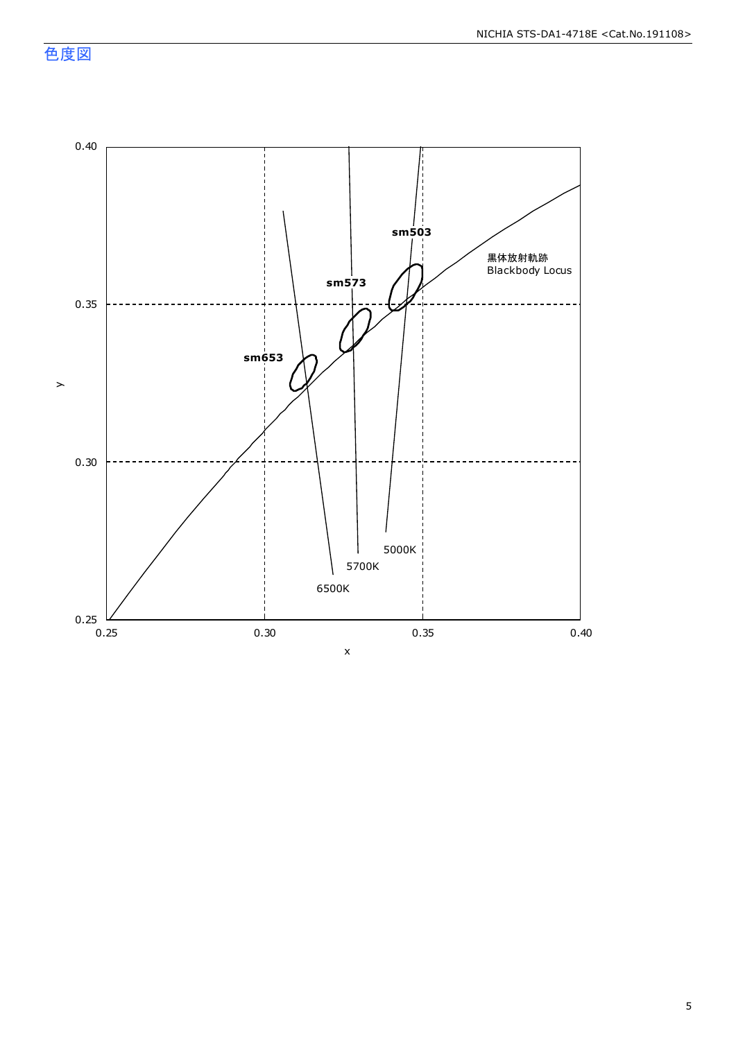## 色度図

y

0.40

0.35

0.30

0.25

0.25 0.30 0.35 0.40

x

sm503

sm573

sm653

黒体放射軌跡
Blackbody Locus

5000K

5700K

6500K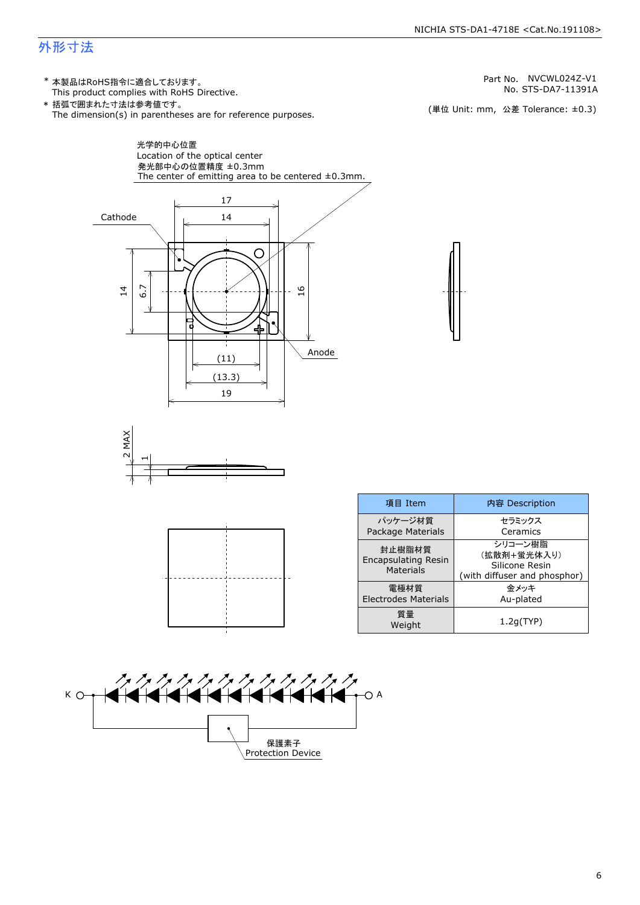# 外形寸法

\* 本製品はRoHS指令に適合しております。
This product complies with RoHS Directive.

\* 括弧で囲まれた寸法は参考値です。
The dimension(s) in parentheses are for reference purposes.

Part No.　NVCWL024Z-V1
No. STS-DA7-11391A

(単位 Unit: mm,　公差 Tolerance: ±0.3)

光学的中心位置
Location of the optical center
発光部中心の位置精度 ±0.3mm
The center of emitting area to be centered ±0.3mm.

Cathode

Anode

17　14　14　6.7　16　(11)　(13.3)　19

2 MAX　1

| 項目 Item | 内容 Description |
|---|---|
| パッケージ材質<br>Package Materials | セラミックス<br>Ceramics |
| 封止樹脂材質<br>Encapsulating Resin Materials | シリコーン樹脂<br>(拡散剤+蛍光体入り)<br>Silicone Resin<br>(with diffuser and phosphor) |
| 電極材質<br>Electrodes Materials | 金メッキ<br>Au-plated |
| 質量<br>Weight | 1.2g(TYP) |

K　A

保護素子
Protection Device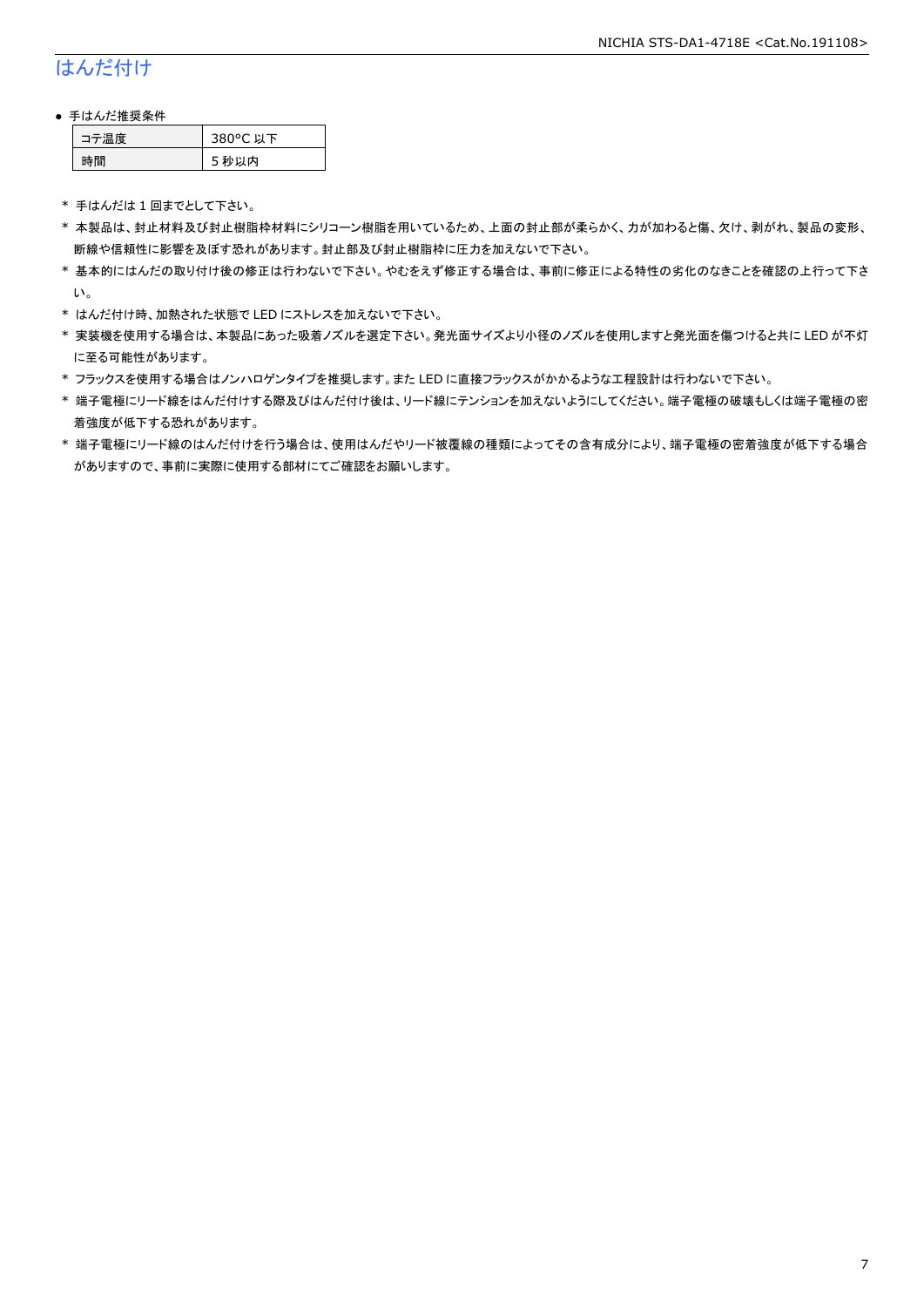## はんだ付け

- 手はんだ推奨条件

| コテ温度 | 380°C 以下 |
|---|---|
| 時間 | 5 秒以内 |

* 手はんだは 1 回までとして下さい。
* 本製品は、封止材料及び封止樹脂枠材料にシリコーン樹脂を用いているため、上面の封止部が柔らかく、力が加わると傷、欠け、剥がれ、製品の変形、断線や信頼性に影響を及ぼす恐れがあります。封止部及び封止樹脂枠に圧力を加えないで下さい。
* 基本的にはんだの取り付け後の修正は行わないで下さい。やむをえず修正する場合は、事前に修正による特性の劣化のなきことを確認の上行って下さい。
* はんだ付け時、加熱された状態で LED にストレスを加えないで下さい。
* 実装機を使用する場合は、本製品にあった吸着ノズルを選定下さい。発光面サイズより小径のノズルを使用しますと発光面を傷つけると共に LED が不灯に至る可能性があります。
* フラックスを使用する場合はノンハロゲンタイプを推奨します。また LED に直接フラックスがかかるような工程設計は行わないで下さい。
* 端子電極にリード線をはんだ付けする際及びはんだ付け後は、リード線にテンションを加えないようにしてください。端子電極の破壊もしくは端子電極の密着強度が低下する恐れがあります。
* 端子電極にリード線のはんだ付けを行う場合は、使用はんだやリード被覆線の種類によってその含有成分により、端子電極の密着強度が低下する場合がありますので、事前に実際に使用する部材にてご確認をお願いします。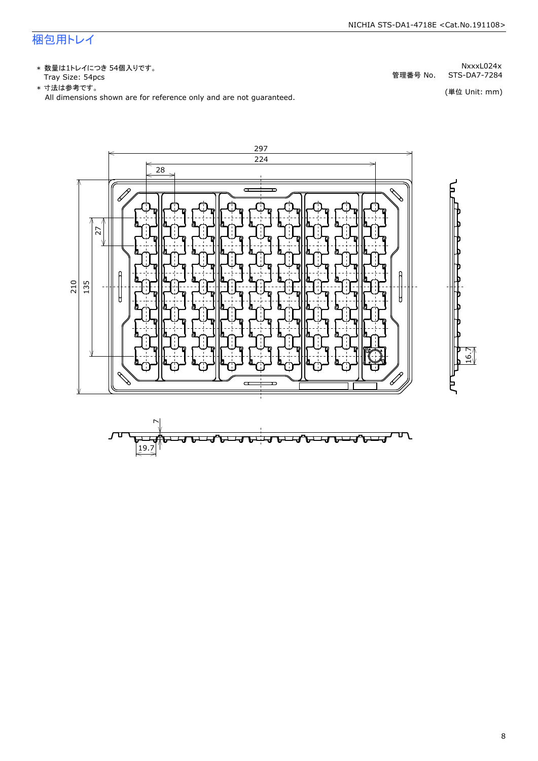# 梱包用トレイ

* 数量は1トレイにつき 54個入りです。
  Tray Size: 54pcs
* 寸法は参考です。
  All dimensions shown are for reference only and are not guaranteed.

NxxxL024x
管理番号 No. STS-DA7-7284

(単位 Unit: mm)

297
224
28
27
210
135
16.7
7
19.7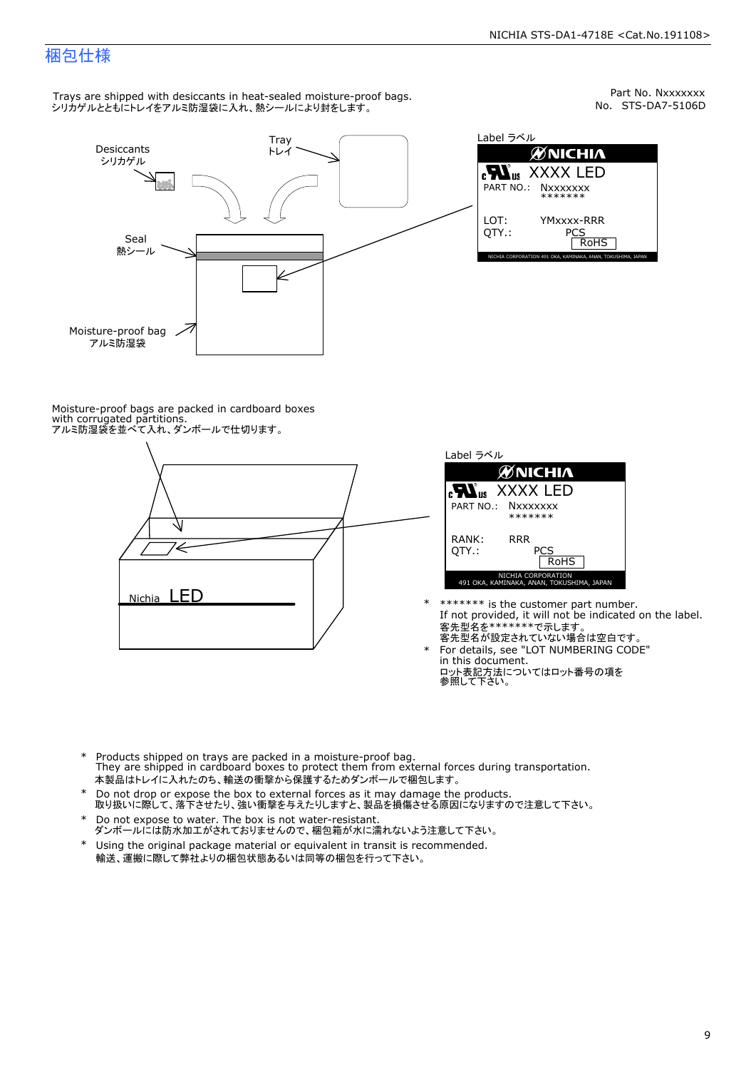# 梱包仕様

Part No. Nxxxxxxx
No. STS-DA7-5106D

Trays are shipped with desiccants in heat-sealed moisture-proof bags.
シリカゲルとともにトレイをアルミ防湿袋に入れ、熱シールにより封をします。

Desiccants
シリカゲル

Tray
トレイ

Seal
熱シール

Moisture-proof bag
アルミ防湿袋

Label ラベル

NICHIA
XXXX LED
PART NO.: Nxxxxxxx
\*\*\*\*\*\*\*
LOT: YMxxxx-RRR
QTY.: PCS
RoHS
NICHIA CORPORATION 491 OKA, KAMINAKA, ANAN, TOKUSHIMA, JAPAN

Moisture-proof bags are packed in cardboard boxes with corrugated partitions.
アルミ防湿袋を並べて入れ、ダンボールで仕切ります。

Nichia LED

Label ラベル

NICHIA
XXXX LED
PART NO.: Nxxxxxxx
\*\*\*\*\*\*\*
RANK: RRR
QTY.: PCS
RoHS
NICHIA CORPORATION
491 OKA, KAMINAKA, ANAN, TOKUSHIMA, JAPAN

\* \*\*\*\*\*\*\* is the customer part number.
If not provided, it will not be indicated on the label.
客先型名を\*\*\*\*\*\*\*で示します。
客先型名が設定されていない場合は空白です。

\* For details, see "LOT NUMBERING CODE" in this document.
ロット表記方法についてはロット番号の項を参照して下さい。

\* Products shipped on trays are packed in a moisture-proof bag.
They are shipped in cardboard boxes to protect them from external forces during transportation.
本製品はトレイに入れたのち、輸送の衝撃から保護するためダンボールで梱包します。

\* Do not drop or expose the box to external forces as it may damage the products.
取り扱いに際して、落下させたり、強い衝撃を与えたりしますと、製品を損傷させる原因になりますので注意して下さい。

\* Do not expose to water. The box is not water-resistant.
ダンボールには防水加工がされておりませんので、梱包箱が水に濡れないよう注意して下さい。

\* Using the original package material or equivalent in transit is recommended.
輸送、運搬に際して弊社よりの梱包状態あるいは同等の梱包を行って下さい。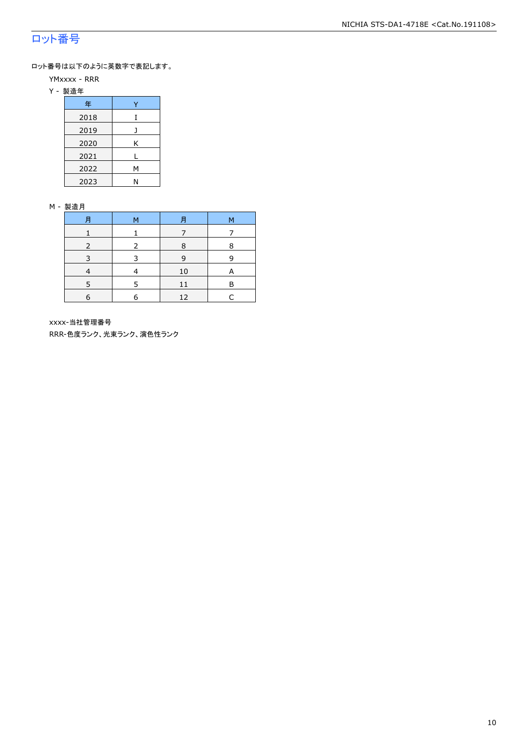## ロット番号

ロット番号は以下のように英数字で表記します。

YMxxxx - RRR

Y - 製造年

| 年 | Y |
|---|---|
| 2018 | I |
| 2019 | J |
| 2020 | K |
| 2021 | L |
| 2022 | M |
| 2023 | N |

M - 製造月

| 月 | M | 月 | M |
|---|---|---|---|
| 1 | 1 | 7 | 7 |
| 2 | 2 | 8 | 8 |
| 3 | 3 | 9 | 9 |
| 4 | 4 | 10 | A |
| 5 | 5 | 11 | B |
| 6 | 6 | 12 | C |

xxxx-当社管理番号

RRR-色度ランク、光束ランク、演色性ランク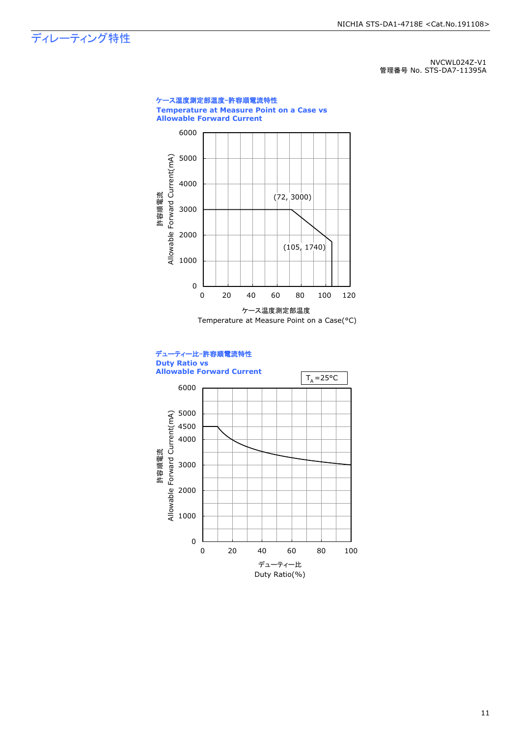# ディレーティング特性

NVCWL024Z-V1
管理番号 No. STS-DA7-11395A

**ケース温度測定部温度-許容順電流特性**
**Temperature at Measure Point on a Case vs Allowable Forward Current**

許容順電流
Allowable Forward Current(mA)

(72, 3000)
(105, 1740)

ケース温度測定部温度
Temperature at Measure Point on a Case(°C)

**デューティー比-許容順電流特性**
**Duty Ratio vs Allowable Forward Current**

$T_A$=25°C

許容順電流
Allowable Forward Current(mA)

デューティー比
Duty Ratio(%)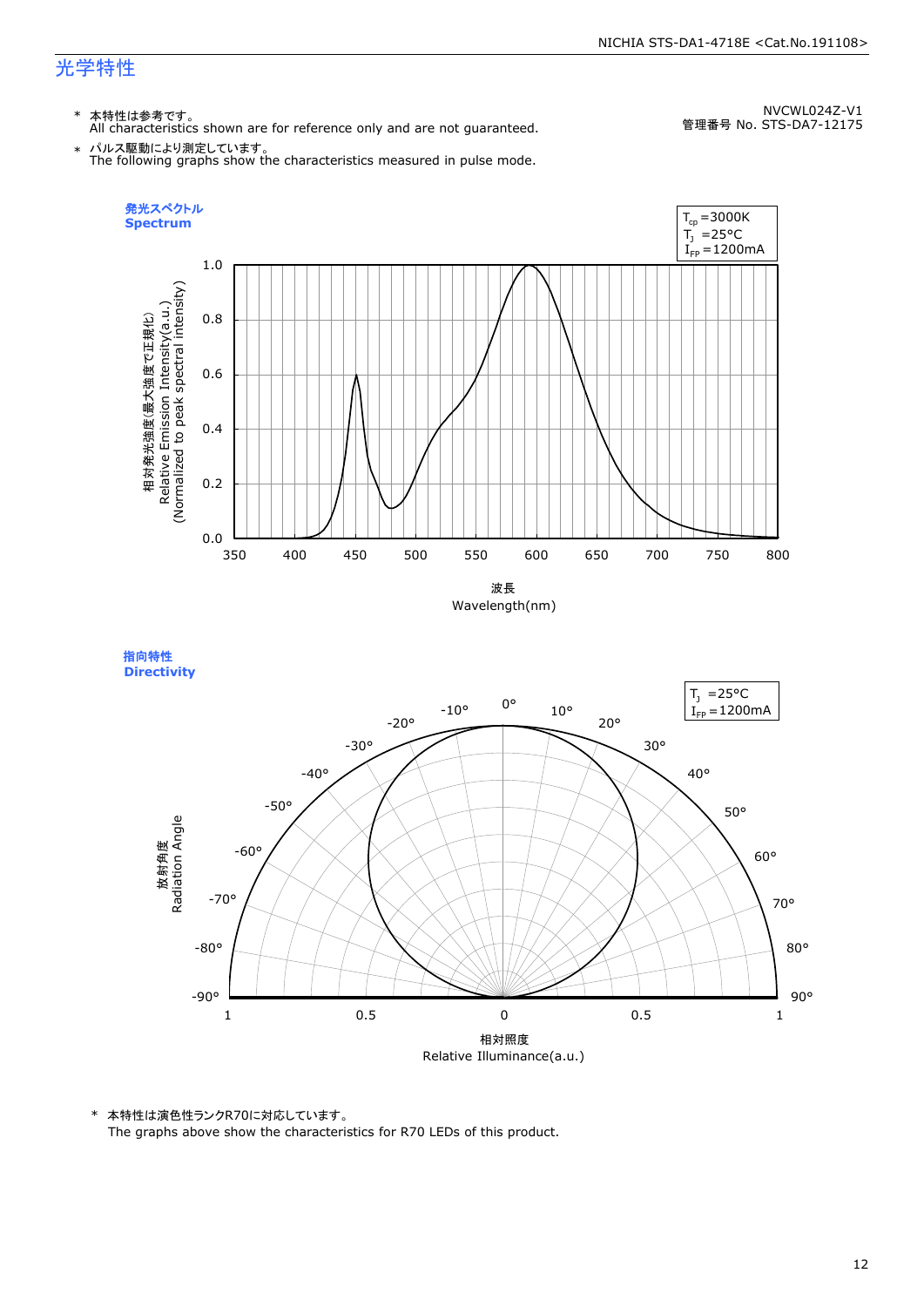NVCWL024Z-V1
管理番号 No. STS-DA7-12175

## 光学特性

\* 本特性は参考です。
All characteristics shown are for reference only and are not guaranteed.

\* パルス駆動により測定しています。
The following graphs show the characteristics measured in pulse mode.

### 発光スペクトル
### Spectrum

$T_{cp}$ =3000K
$T_J$ =25°C
$I_{FP}$ =1200mA

相対発光強度(最大強度で正規化)
Relative Emission Intensity(a.u.)
(Normalized to peak spectral intensity)

波長
Wavelength(nm)

### 指向特性
### Directivity

$T_J$ =25°C
$I_{FP}$ =1200mA

放射角度
Radiation Angle

相対照度
Relative Illuminance(a.u.)

\* 本特性は演色性ランクR70に対応しています。
The graphs above show the characteristics for R70 LEDs of this product.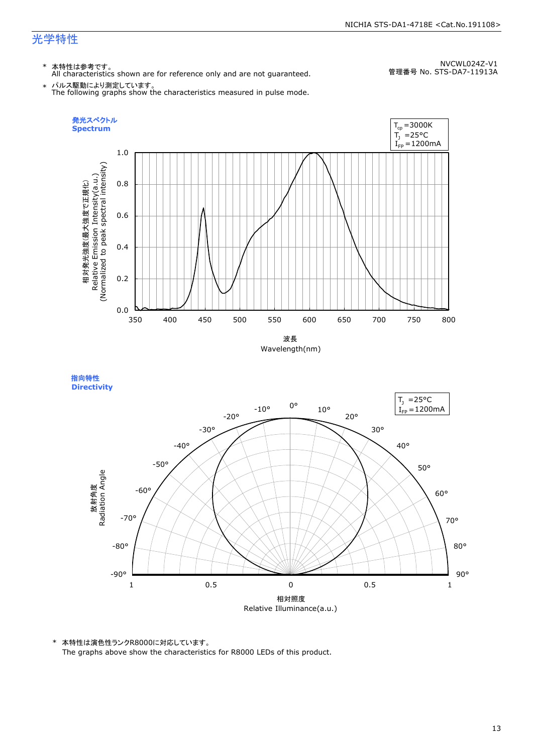# 光学特性

NVCWL024Z-V1
管理番号 No. STS-DA7-11913A

\* 本特性は参考です。
All characteristics shown are for reference only and are not guaranteed.

\* パルス駆動により測定しています。
The following graphs show the characteristics measured in pulse mode.

**発光スペクトル**
**Spectrum**

$T_{cp}$ =3000K
$T_J$ =25°C
$I_{FP}$ =1200mA

相対発光強度(最大強度で正規化)
Relative Emission Intensity(a.u.)
(Normalized to peak spectral intensity)

波長
Wavelength(nm)

**指向特性**
**Directivity**

$T_J$ =25°C
$I_{FP}$ =1200mA

放射角度
Radiation Angle

相対照度
Relative Illuminance(a.u.)

\* 本特性は演色性ランクR8000に対応しています。
The graphs above show the characteristics for R8000 LEDs of this product.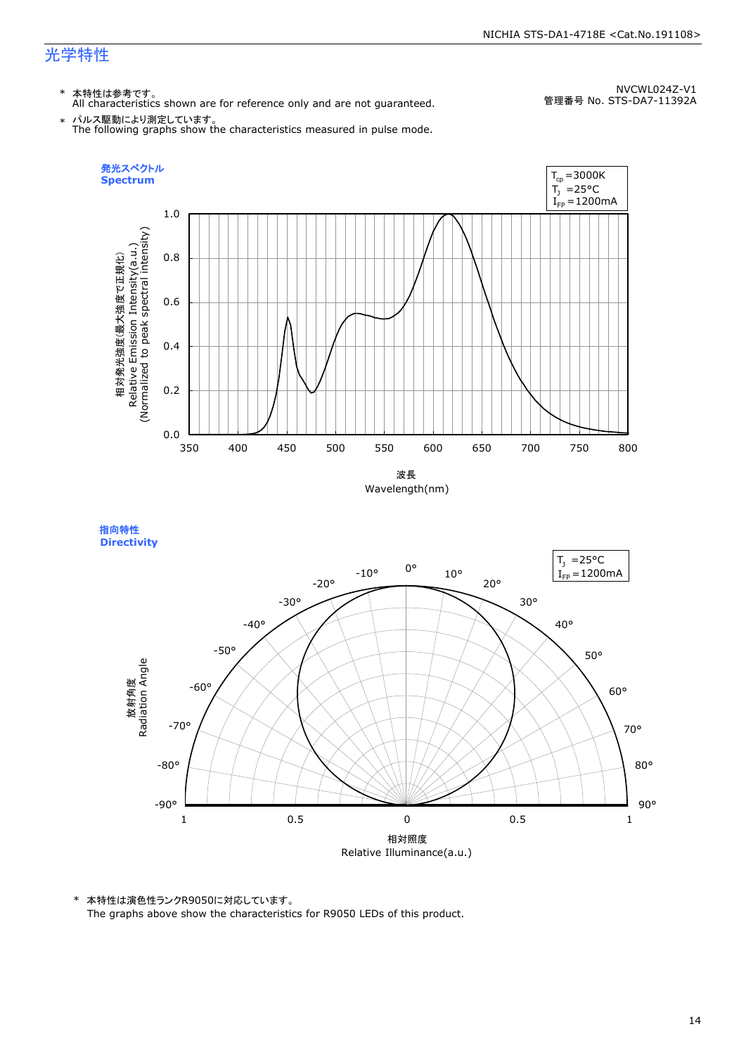## 光学特性

NVCWL024Z-V1
管理番号 No. STS-DA7-11392A

\* 本特性は参考です。
All characteristics shown are for reference only and are not guaranteed.

\* パルス駆動により測定しています。
The following graphs show the characteristics measured in pulse mode.

### 発光スペクトル Spectrum

$T_{cp}$ =3000K
$T_J$ =25°C
$I_{FP}$ =1200mA

相対発光強度(最大強度で正規化)
Relative Emission Intensity(a.u.)
(Normalized to peak spectral intensity)

波長
Wavelength(nm)

### 指向特性 Directivity

$T_J$ =25°C
$I_{FP}$ =1200mA

放射角度
Radiation Angle

相対照度
Relative Illuminance(a.u.)

\* 本特性は演色性ランクR9050に対応しています。
The graphs above show the characteristics for R9050 LEDs of this product.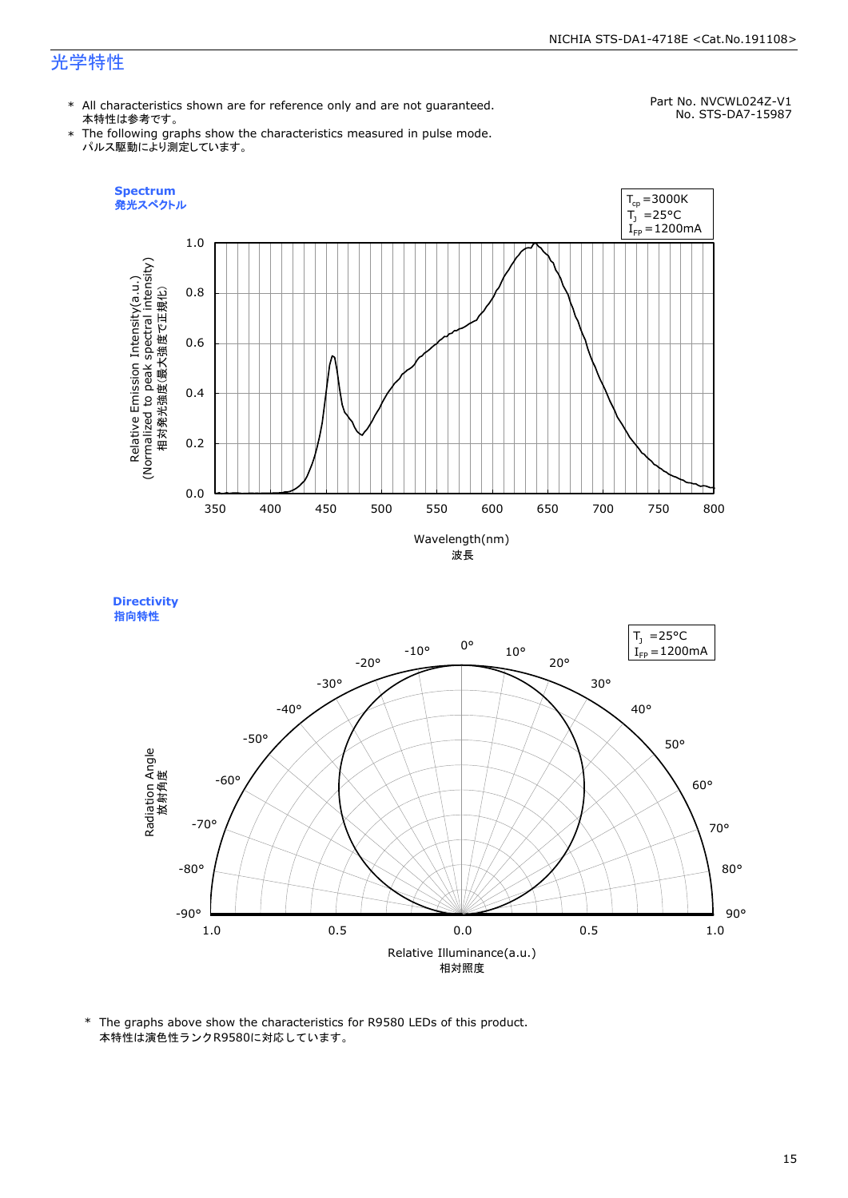# 光学特性

* All characteristics shown are for reference only and are not guaranteed.
  本特性は参考です。
* The following graphs show the characteristics measured in pulse mode.
  パルス駆動により測定しています。

Part No. NVCWL024Z-V1
No. STS-DA7-15987

**Spectrum**
**発光スペクトル**

$T_{cp}$ =3000K
$T_J$ =25°C
$I_{FP}$ =1200mA

Relative Emission Intensity(a.u.)
(Normalized to peak spectral intensity)
相対発光強度(最大強度で正規化)

Wavelength(nm)
波長

**Directivity**
**指向特性**

$T_J$ =25°C
$I_{FP}$ =1200mA

Radiation Angle
放射角度

Relative Illuminance(a.u.)
相対照度

* The graphs above show the characteristics for R9580 LEDs of this product.
  本特性は演色性ランクR9580に対応しています。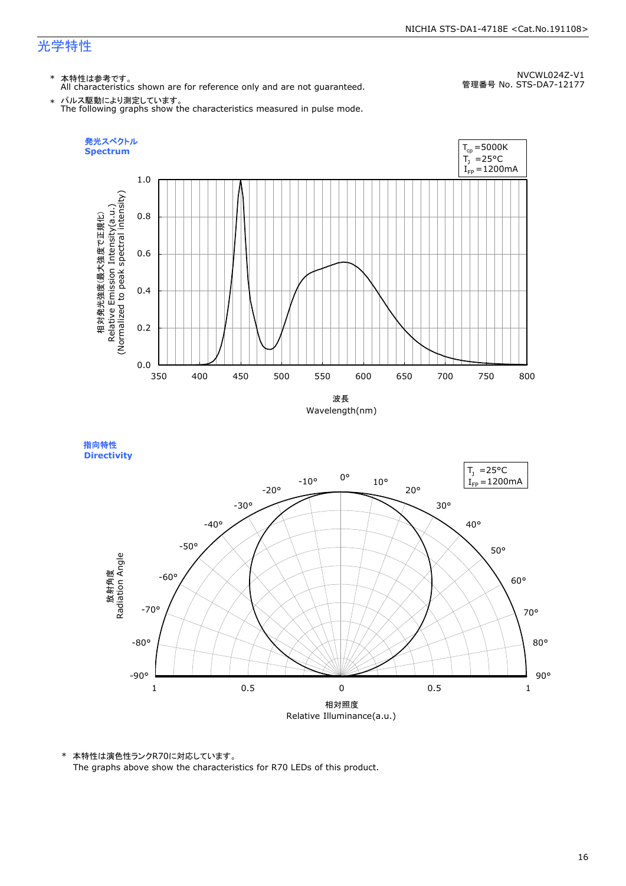NVCWL024Z-V1
管理番号 No. STS-DA7-12177

# 光学特性

\* 本特性は参考です。
All characteristics shown are for reference only and are not guaranteed.

\* パルス駆動により測定しています。
The following graphs show the characteristics measured in pulse mode.

**発光スペクトル**
**Spectrum**

$T_{cp}$ =5000K
$T_J$ =25°C
$I_{FP}$ =1200mA

相対発光強度(最大強度で正規化)
Relative Emission Intensity(a.u.)
(Normalized to peak spectral intensity)

波長
Wavelength(nm)

**指向特性**
**Directivity**

$T_J$ =25°C
$I_{FP}$ =1200mA

放射角度
Radiation Angle

相対照度
Relative Illuminance(a.u.)

\* 本特性は演色性ランクR70に対応しています。
The graphs above show the characteristics for R70 LEDs of this product.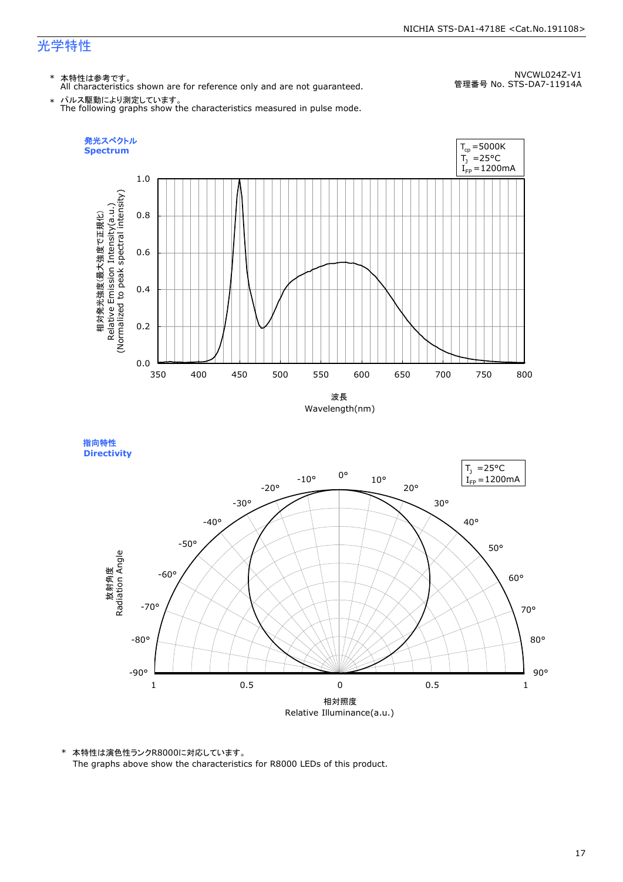# 光学特性

NVCWL024Z-V1
管理番号 No. STS-DA7-11914A

\* 本特性は参考です。
All characteristics shown are for reference only and are not guaranteed.

\* パルス駆動により測定しています。
The following graphs show the characteristics measured in pulse mode.

**発光スペクトル**
**Spectrum**

$T_{cp}$ =5000K
$T_J$ =25°C
$I_{FP}$ =1200mA

相対発光強度(最大強度で正規化)
Relative Emission Intensity(a.u.)
(Normalized to peak spectral intensity)

波長
Wavelength(nm)

**指向特性**
**Directivity**

$T_J$ =25°C
$I_{FP}$ =1200mA

放射角度
Radiation Angle

相対照度
Relative Illuminance(a.u.)

\* 本特性は演色性ランクR8000に対応しています。
The graphs above show the characteristics for R8000 LEDs of this product.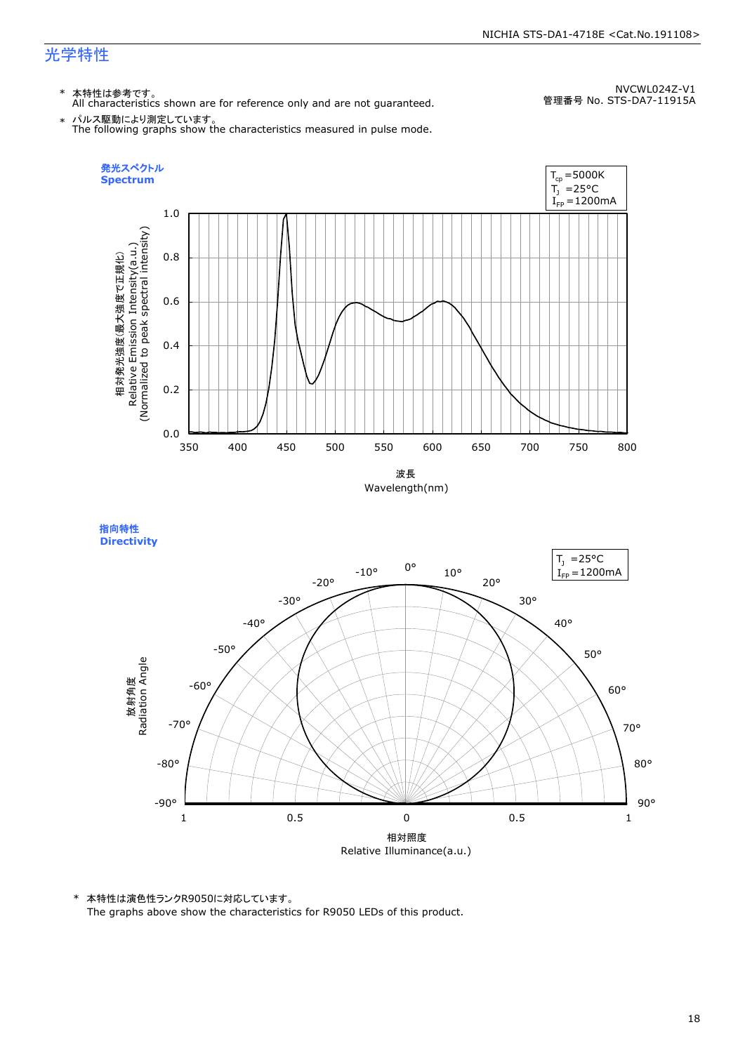## 光学特性

NVCWL024Z-V1
管理番号 No. STS-DA7-11915A

\* 本特性は参考です。
All characteristics shown are for reference only and are not guaranteed.

\* パルス駆動により測定しています。
The following graphs show the characteristics measured in pulse mode.

### 発光スペクトル
### Spectrum

$T_{cp}$ =5000K
$T_J$ =25°C
$I_{FP}$ =1200mA

相対発光強度(最大強度で正規化)
Relative Emission Intensity(a.u.)
(Normalized to peak spectral intensity)

波長
Wavelength(nm)

### 指向特性
### Directivity

$T_J$ =25°C
$I_{FP}$ =1200mA

放射角度
Radiation Angle

相対照度
Relative Illuminance(a.u.)

\* 本特性は演色性ランクR9050に対応しています。
The graphs above show the characteristics for R9050 LEDs of this product.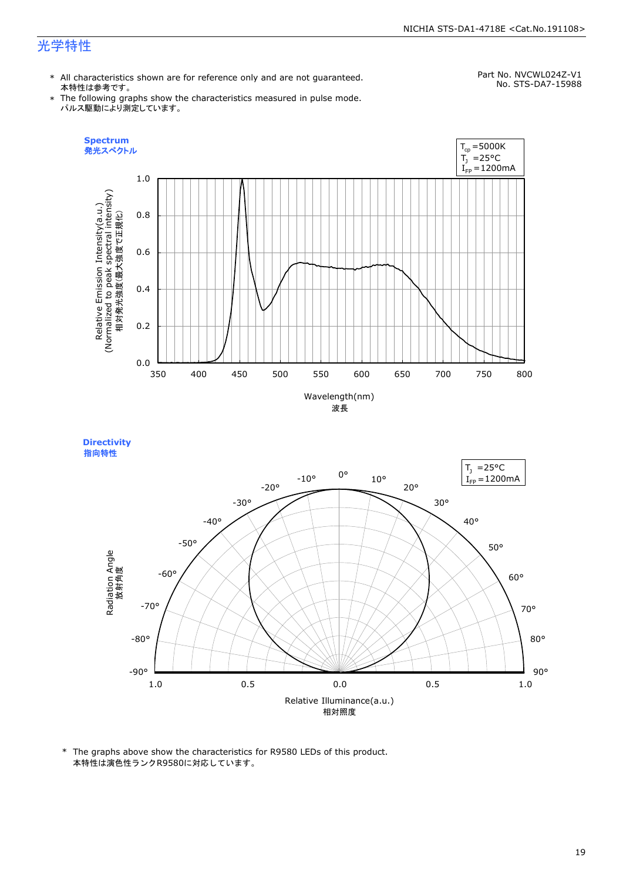# 光学特性

* All characteristics shown are for reference only and are not guaranteed.
  本特性は参考です。
* The following graphs show the characteristics measured in pulse mode.
  パルス駆動により測定しています。

Part No. NVCWL024Z-V1
No. STS-DA7-15988

**Spectrum**
**発光スペクトル**

$T_{cp}$ =5000K
$T_J$ =25°C
$I_{FP}$ =1200mA

Relative Emission Intensity(a.u.)
(Normalized to peak spectral intensity)
相対発光強度(最大強度で正規化)

Wavelength(nm)
波長

**Directivity**
**指向特性**

$T_J$ =25°C
$I_{FP}$ =1200mA

Radiation Angle
放射角度

Relative Illuminance(a.u.)
相対照度

* The graphs above show the characteristics for R9580 LEDs of this product.
  本特性は演色性ランクR9580に対応しています。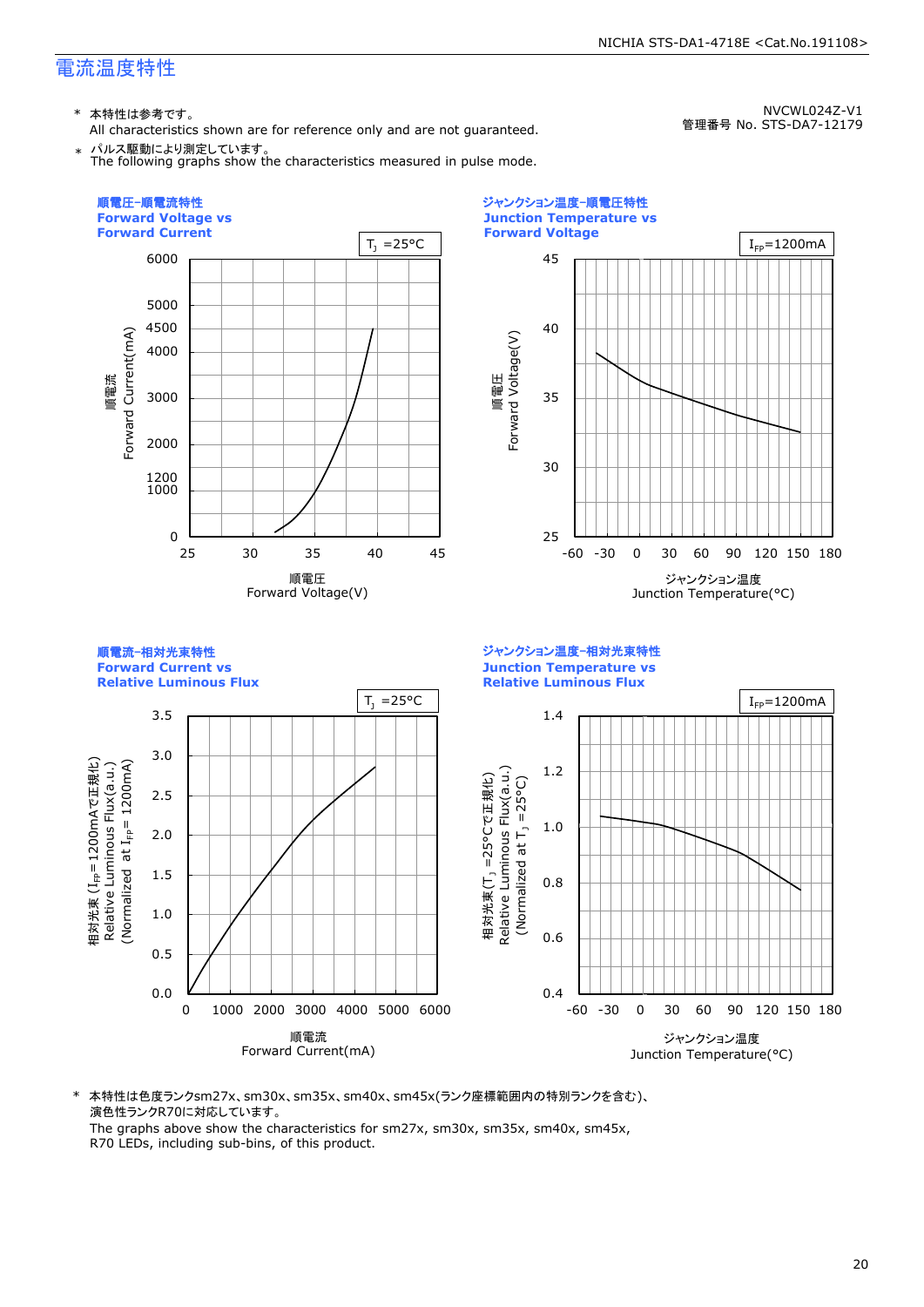# 電流温度特性

NVCWL024Z-V1
管理番号 No. STS-DA7-12179

\* 本特性は参考です。
All characteristics shown are for reference only and are not guaranteed.

\* パルス駆動により測定しています。
The following graphs show the characteristics measured in pulse mode.

**順電圧-順電流特性**
**Forward Voltage vs Forward Current**

$T_J$ =25°C

**ジャンクション温度-順電圧特性**
**Junction Temperature vs Forward Voltage**

$I_{FP}$=1200mA

**順電流-相対光束特性**
**Forward Current vs Relative Luminous Flux**

$T_J$ =25°C

**ジャンクション温度-相対光束特性**
**Junction Temperature vs Relative Luminous Flux**

$I_{FP}$=1200mA

\* 本特性は色度ランクsm27x、sm30x、sm35x、sm40x、sm45x(ランク座標範囲内の特別ランクを含む)、演色性ランクR70に対応しています。
The graphs above show the characteristics for sm27x, sm30x, sm35x, sm40x, sm45x, R70 LEDs, including sub-bins, of this product.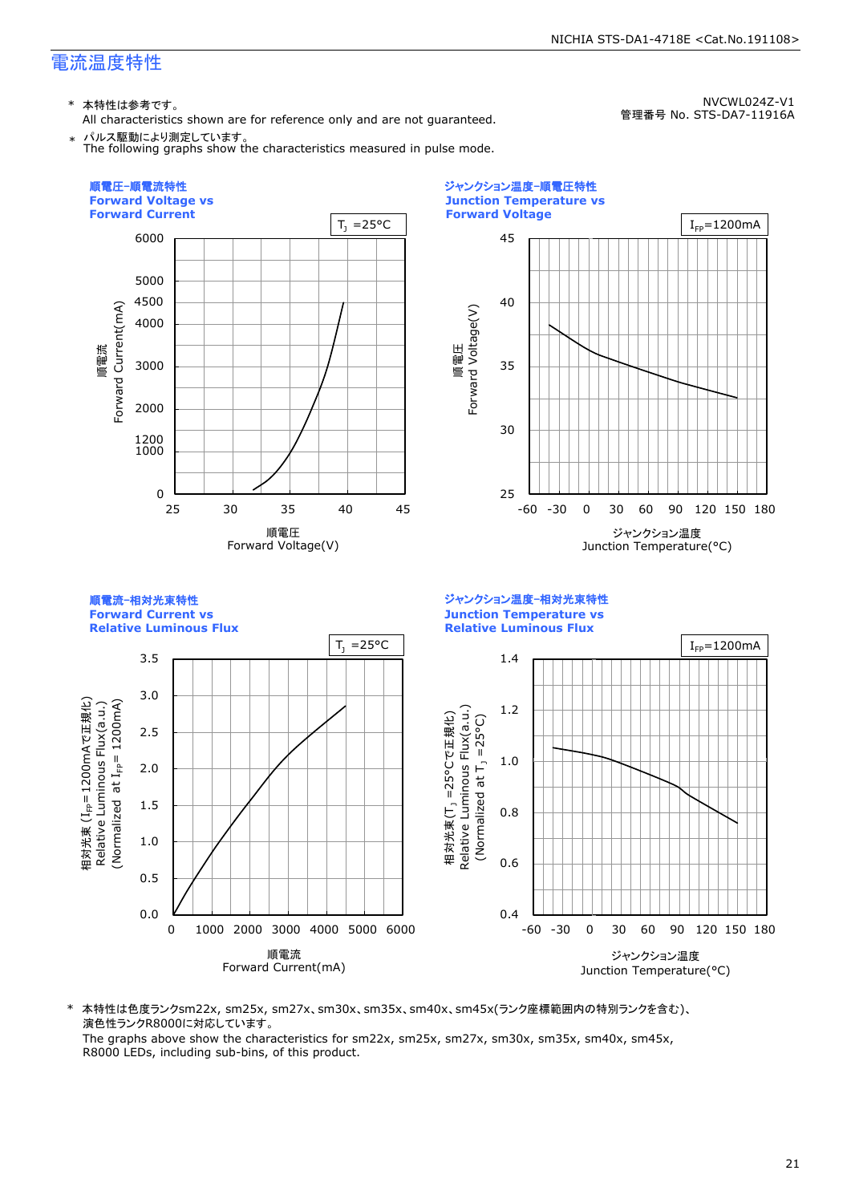# 電流温度特性

NVCWL024Z-V1
管理番号 No. STS-DA7-11916A

\* 本特性は参考です。
All characteristics shown are for reference only and are not guaranteed.

\* パルス駆動により測定しています。
The following graphs show the characteristics measured in pulse mode.

**順電圧-順電流特性**
**Forward Voltage vs Forward Current**

$T_J$ =25°C

Y-axis: 順電流 Forward Current(mA) — 0, 1000, 1200, 2000, 3000, 4000, 4500, 5000, 6000
X-axis: 順電圧 Forward Voltage(V) — 25, 30, 35, 40, 45

**ジャンクション温度-順電圧特性**
**Junction Temperature vs Forward Voltage**

$I_{FP}$=1200mA

Y-axis: 順電圧 Forward Voltage(V) — 25, 30, 35, 40, 45
X-axis: ジャンクション温度 Junction Temperature(°C) — -60, -30, 0, 30, 60, 90, 120, 150, 180

**順電流-相対光束特性**
**Forward Current vs Relative Luminous Flux**

$T_J$ =25°C

Y-axis: 相対光束 ($I_{FP}$= 1200mAで正規化) Relative Luminous Flux(a.u.) (Normalized at $I_{FP}$= 1200mA) — 0.0, 0.5, 1.0, 1.5, 2.0, 2.5, 3.0, 3.5
X-axis: 順電流 Forward Current(mA) — 0, 1000, 2000, 3000, 4000, 5000, 6000

**ジャンクション温度-相対光束特性**
**Junction Temperature vs Relative Luminous Flux**

$I_{FP}$=1200mA

Y-axis: 相対光束($T_J$ =25°Cで正規化) Relative Luminous Flux(a.u.) (Normalized at $T_J$ =25°C) — 0.4, 0.6, 0.8, 1.0, 1.2, 1.4
X-axis: ジャンクション温度 Junction Temperature(°C) — -60, -30, 0, 30, 60, 90, 120, 150, 180

\* 本特性は色度ランクsm22x, sm25x, sm27x、sm30x、sm35x、sm40x、sm45x(ランク座標範囲内の特別ランクを含む)、演色性ランクR8000に対応しています。
The graphs above show the characteristics for sm22x, sm25x, sm27x, sm30x, sm35x, sm40x, sm45x, R8000 LEDs, including sub-bins, of this product.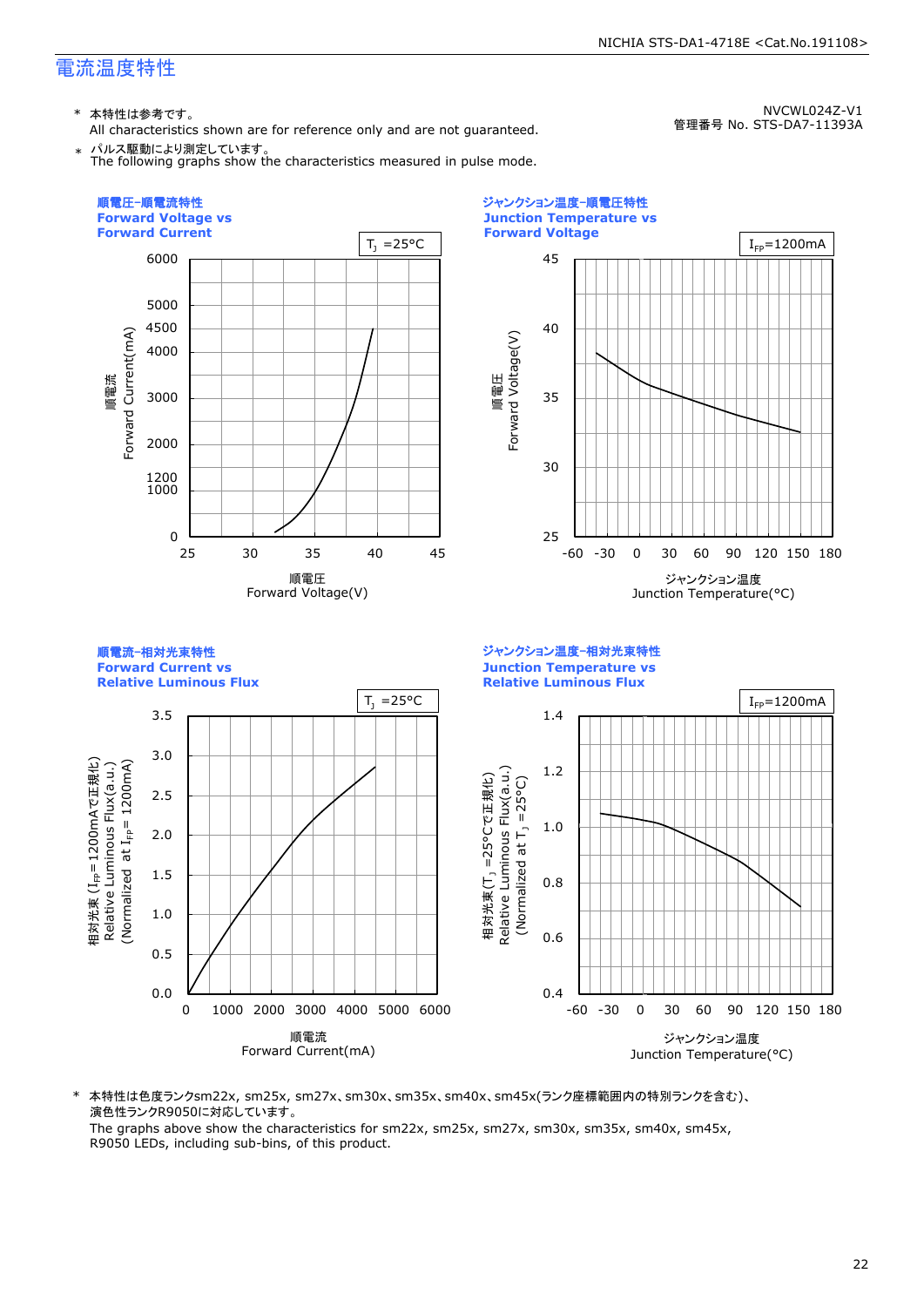# 電流温度特性

NVCWL024Z-V1
管理番号 No. STS-DA7-11393A

\* 本特性は参考です。
All characteristics shown are for reference only and are not guaranteed.

\* パルス駆動により測定しています。
The following graphs show the characteristics measured in pulse mode.

**順電圧-順電流特性**
**Forward Voltage vs**
**Forward Current**

$T_J$ =25°C

順電流 Forward Current(mA): 0, 1000, 1200, 2000, 3000, 4000, 4500, 5000, 6000

順電圧 Forward Voltage(V): 25, 30, 35, 40, 45

**ジャンクション温度-順電圧特性**
**Junction Temperature vs**
**Forward Voltage**

$I_{FP}$=1200mA

順電圧 Forward Voltage(V): 25, 30, 35, 40, 45

ジャンクション温度 Junction Temperature(°C): -60, -30, 0, 30, 60, 90, 120, 150, 180

**順電流-相対光束特性**
**Forward Current vs**
**Relative Luminous Flux**

$T_J$ =25°C

相対光束 ($I_{FP}$= 1200mAで正規化) Relative Luminous Flux(a.u.) (Normalized at $I_{FP}$= 1200mA): 0.0, 0.5, 1.0, 1.5, 2.0, 2.5, 3.0, 3.5

順電流 Forward Current(mA): 0, 1000, 2000, 3000, 4000, 5000, 6000

**ジャンクション温度-相対光束特性**
**Junction Temperature vs**
**Relative Luminous Flux**

$I_{FP}$=1200mA

相対光束 ($T_J$ =25°Cで正規化) Relative Luminous Flux(a.u.) (Normalized at $T_J$ =25°C): 0.4, 0.6, 0.8, 1.0, 1.2, 1.4

ジャンクション温度 Junction Temperature(°C): -60, -30, 0, 30, 60, 90, 120, 150, 180

\* 本特性は色度ランクsm22x, sm25x, sm27x、sm30x、sm35x、sm40x、sm45x(ランク座標範囲内の特別ランクを含む)、演色性ランクR9050に対応しています。
The graphs above show the characteristics for sm22x, sm25x, sm27x, sm30x, sm35x, sm40x, sm45x, R9050 LEDs, including sub-bins, of this product.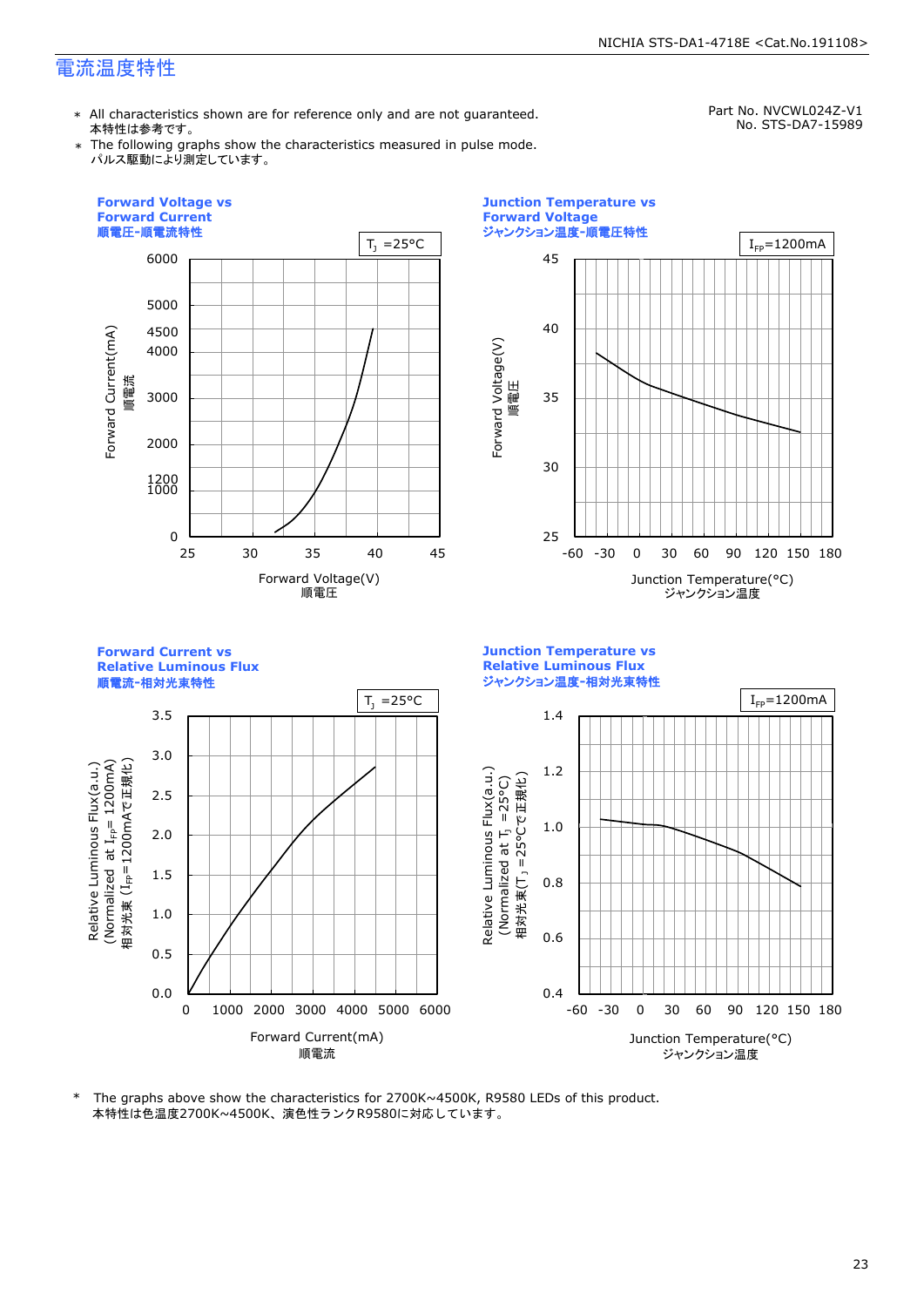# 電流温度特性

Part No. NVCWL024Z-V1
No. STS-DA7-15989

* All characteristics shown are for reference only and are not guaranteed.
  本特性は参考です。
* The following graphs show the characteristics measured in pulse mode.
  パルス駆動により測定しています。

**Forward Voltage vs Forward Current**
**順電圧-順電流特性**

$T_J$ =25°C

Forward Current(mA) 順電流: 0, 1000, 1200, 2000, 3000, 4000, 4500, 5000, 6000
Forward Voltage(V) 順電圧: 25, 30, 35, 40, 45

**Junction Temperature vs Forward Voltage**
**ジャンクション温度-順電圧特性**

$I_{FP}$=1200mA

Forward Voltage(V) 順電圧: 25, 30, 35, 40, 45
Junction Temperature(°C) ジャンクション温度: -60, -30, 0, 30, 60, 90, 120, 150, 180

**Forward Current vs Relative Luminous Flux**
**順電流-相対光束特性**

$T_J$ =25°C

Relative Luminous Flux(a.u.) (Normalized at $I_{FP}$= 1200mA) 相対光束 ($I_{FP}$=1200mAで正規化): 0.0, 0.5, 1.0, 1.5, 2.0, 2.5, 3.0, 3.5
Forward Current(mA) 順電流: 0, 1000, 2000, 3000, 4000, 5000, 6000

**Junction Temperature vs Relative Luminous Flux**
**ジャンクション温度-相対光束特性**

$I_{FP}$=1200mA

Relative Luminous Flux(a.u.) (Normalized at $T_J$ =25°C) 相対光束($T_J$ =25°Cで正規化): 0.4, 0.6, 0.8, 1.0, 1.2, 1.4
Junction Temperature(°C) ジャンクション温度: -60, -30, 0, 30, 60, 90, 120, 150, 180

* The graphs above show the characteristics for 2700K~4500K, R9580 LEDs of this product.
  本特性は色温度2700K~4500K、演色性ランクR9580に対応しています。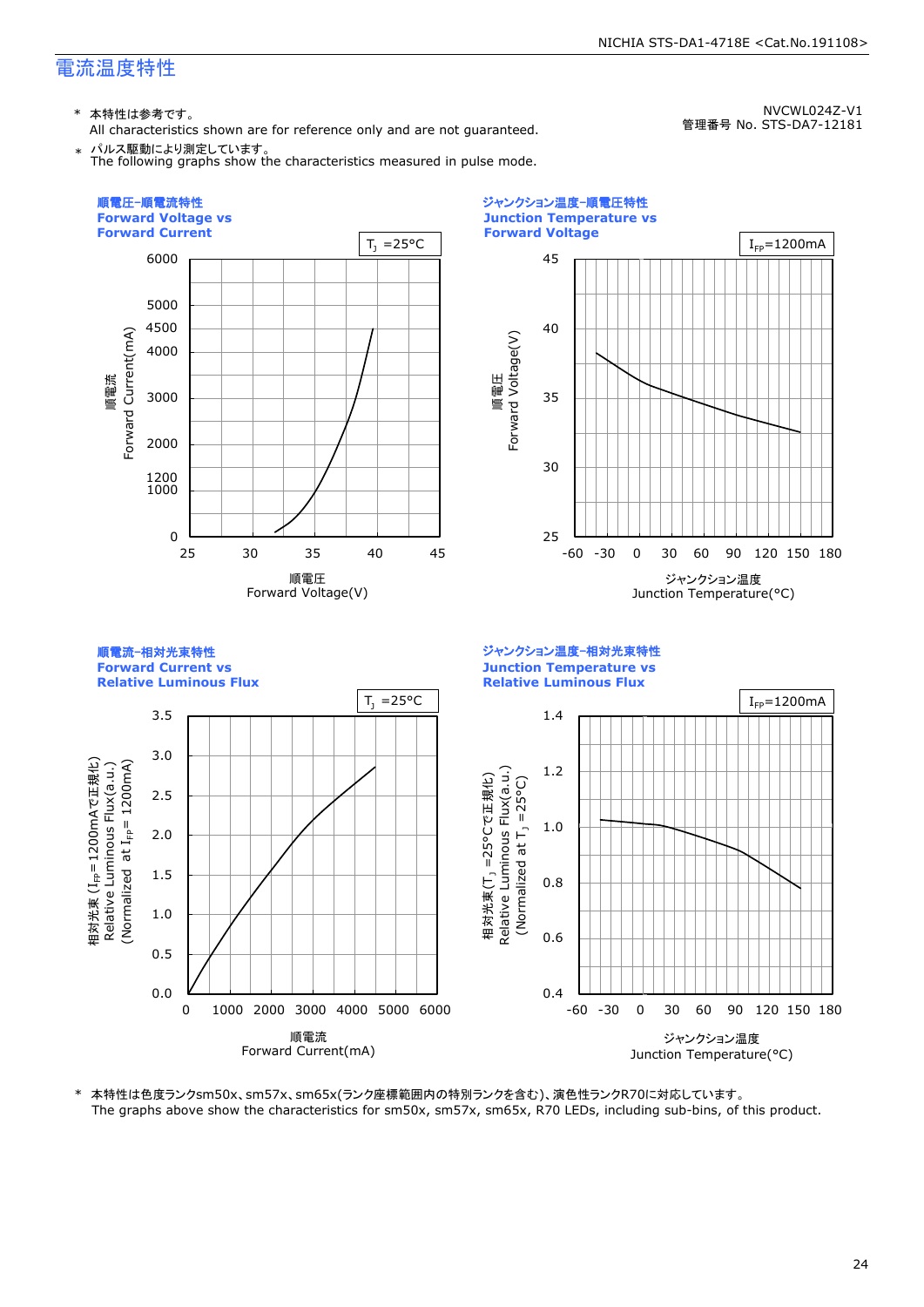# 電流温度特性

NVCWL024Z-V1
管理番号 No. STS-DA7-12181

\* 本特性は参考です。
All characteristics shown are for reference only and are not guaranteed.

\* パルス駆動により測定しています。
The following graphs show the characteristics measured in pulse mode.

**順電圧-順電流特性**
**Forward Voltage vs Forward Current**

$T_J$ =25°C

順電流 Forward Current(mA): 0, 1000, 1200, 2000, 3000, 4000, 4500, 5000, 6000

順電圧 Forward Voltage(V): 25, 30, 35, 40, 45

**ジャンクション温度-順電圧特性**
**Junction Temperature vs Forward Voltage**

$I_{FP}$=1200mA

順電圧 Forward Voltage(V): 25, 30, 35, 40, 45

ジャンクション温度 Junction Temperature(°C): -60, -30, 0, 30, 60, 90, 120, 150, 180

**順電流-相対光束特性**
**Forward Current vs Relative Luminous Flux**

$T_J$ =25°C

相対光束 ($I_{FP}$= 1200mAで正規化) Relative Luminous Flux(a.u.) (Normalized at $I_{FP}$= 1200mA): 0.0, 0.5, 1.0, 1.5, 2.0, 2.5, 3.0, 3.5

順電流 Forward Current(mA): 0, 1000, 2000, 3000, 4000, 5000, 6000

**ジャンクション温度-相対光束特性**
**Junction Temperature vs Relative Luminous Flux**

$I_{FP}$=1200mA

相対光束 ($T_J$ =25°Cで正規化) Relative Luminous Flux(a.u.) (Normalized at $T_J$ =25°C): 0.4, 0.6, 0.8, 1.0, 1.2, 1.4

ジャンクション温度 Junction Temperature(°C): -60, -30, 0, 30, 60, 90, 120, 150, 180

\* 本特性は色度ランクsm50x、sm57x、sm65x(ランク座標範囲内の特別ランクを含む)、演色性ランクR70に対応しています。
The graphs above show the characteristics for sm50x, sm57x, sm65x, R70 LEDs, including sub-bins, of this product.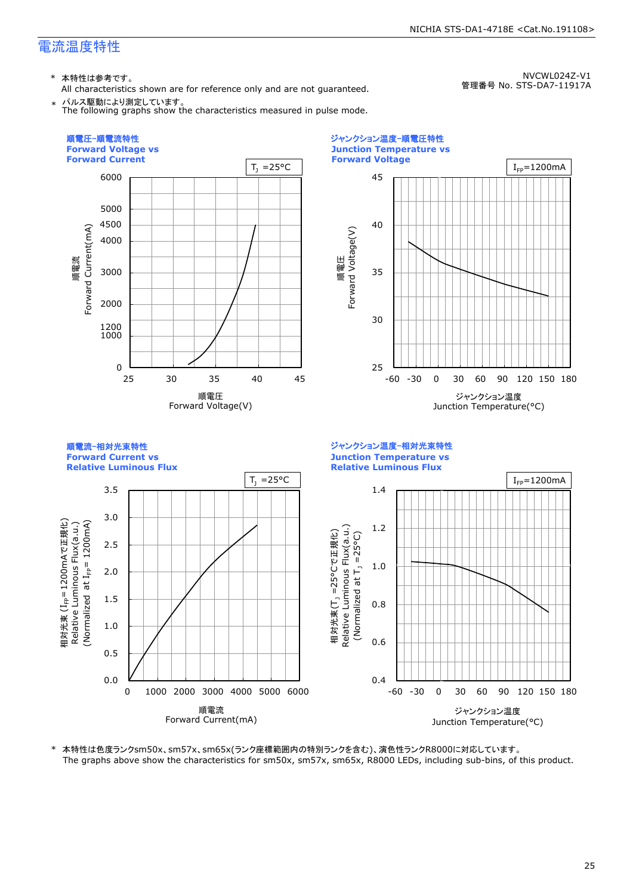# 電流温度特性

NVCWL024Z-V1
管理番号 No. STS-DA7-11917A

\* 本特性は参考です。
All characteristics shown are for reference only and are not guaranteed.

\* パルス駆動により測定しています。
The following graphs show the characteristics measured in pulse mode.

**順電圧-順電流特性**
**Forward Voltage vs Forward Current**

$T_J$ =25°C

順電流 Forward Current(mA): 0, 1000, 1200, 2000, 3000, 4000, 4500, 5000, 6000
順電圧 Forward Voltage(V): 25, 30, 35, 40, 45

**ジャンクション温度-順電圧特性**
**Junction Temperature vs Forward Voltage**

$I_{FP}$=1200mA

順電圧 Forward Voltage(V): 25, 30, 35, 40, 45
ジャンクション温度 Junction Temperature(°C): -60, -30, 0, 30, 60, 90, 120, 150, 180

**順電流-相対光束特性**
**Forward Current vs Relative Luminous Flux**

$T_J$ =25°C

相対光束 ($I_{FP}$= 1200mAで正規化) Relative Luminous Flux(a.u.) (Normalized at $I_{FP}$= 1200mA): 0.0, 0.5, 1.0, 1.5, 2.0, 2.5, 3.0, 3.5
順電流 Forward Current(mA): 0, 1000, 2000, 3000, 4000, 5000, 6000

**ジャンクション温度-相対光束特性**
**Junction Temperature vs Relative Luminous Flux**

$I_{FP}$=1200mA

相対光束 ($T_J$ =25°Cで正規化) Relative Luminous Flux(a.u.) (Normalized at $T_J$ =25°C): 0.4, 0.6, 0.8, 1.0, 1.2, 1.4
ジャンクション温度 Junction Temperature(°C): -60, -30, 0, 30, 60, 90, 120, 150, 180

\* 本特性は色度ランクsm50x、sm57x、sm65x(ランク座標範囲内の特別ランクを含む)、演色性ランクR8000に対応しています。
The graphs above show the characteristics for sm50x, sm57x, sm65x, R8000 LEDs, including sub-bins, of this product.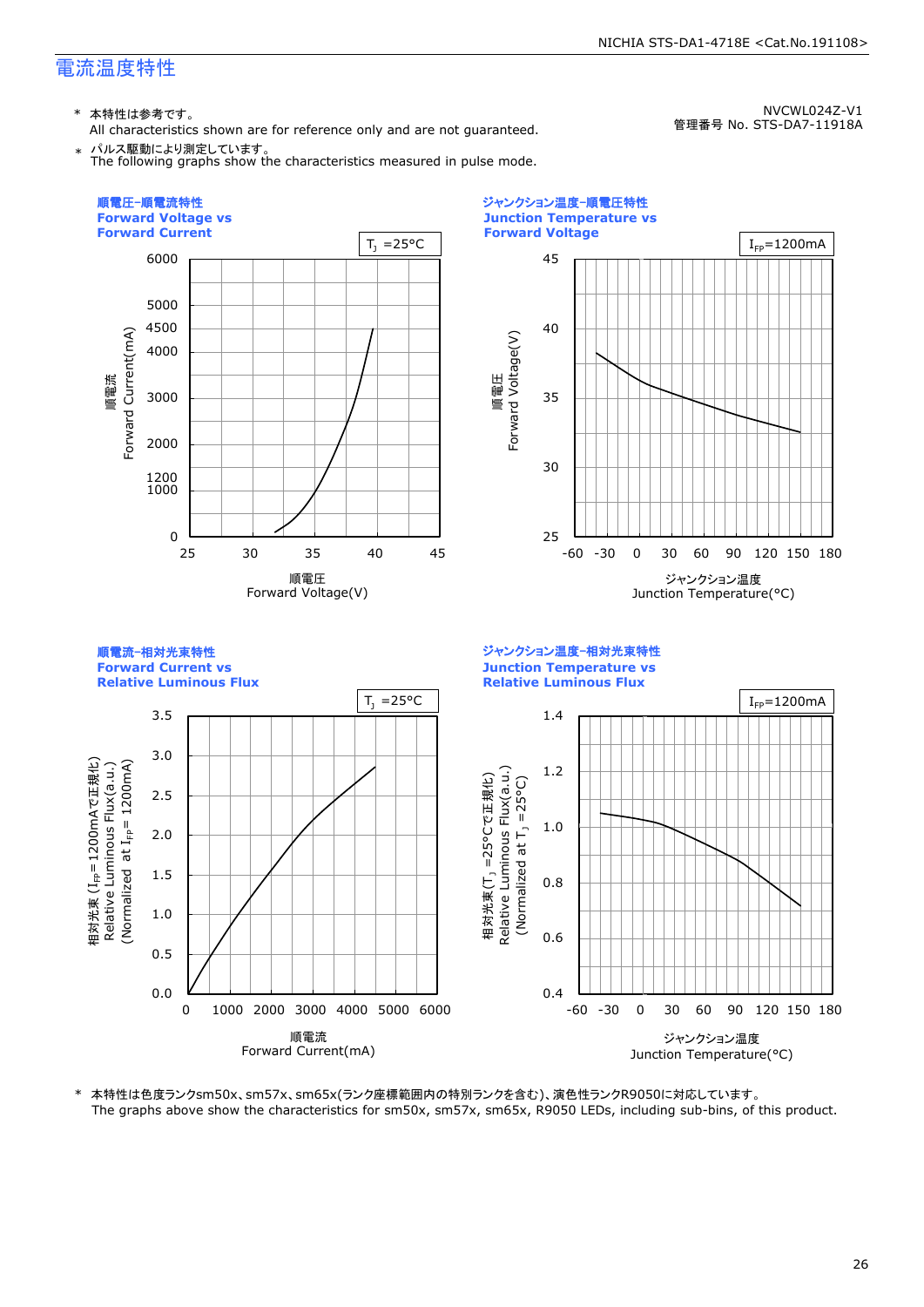NVCWL024Z-V1
管理番号 No. STS-DA7-11918A

## 電流温度特性

\* 本特性は参考です。
All characteristics shown are for reference only and are not guaranteed.

\* パルス駆動により測定しています。
The following graphs show the characteristics measured in pulse mode.

### 順電圧-順電流特性 Forward Voltage vs Forward Current

$T_J$ =25°C

順電流 Forward Current(mA): 0, 1000, 1200, 2000, 3000, 4000, 4500, 5000, 6000

順電圧 Forward Voltage(V): 25, 30, 35, 40, 45

### ジャンクション温度-順電圧特性 Junction Temperature vs Forward Voltage

$I_{FP}$=1200mA

順電圧 Forward Voltage(V): 25, 30, 35, 40, 45

ジャンクション温度 Junction Temperature(°C): -60, -30, 0, 30, 60, 90, 120, 150, 180

### 順電流-相対光束特性 Forward Current vs Relative Luminous Flux

$T_J$ =25°C

相対光束 ($I_{FP}$= 1200mAで正規化) Relative Luminous Flux(a.u.) (Normalized at $I_{FP}$= 1200mA): 0.0, 0.5, 1.0, 1.5, 2.0, 2.5, 3.0, 3.5

順電流 Forward Current(mA): 0, 1000, 2000, 3000, 4000, 5000, 6000

### ジャンクション温度-相対光束特性 Junction Temperature vs Relative Luminous Flux

$I_{FP}$=1200mA

相対光束 ($T_J$ =25°Cで正規化) Relative Luminous Flux(a.u.) (Normalized at $T_J$ =25°C): 0.4, 0.6, 0.8, 1.0, 1.2, 1.4

ジャンクション温度 Junction Temperature(°C): -60, -30, 0, 30, 60, 90, 120, 150, 180

\* 本特性は色度ランクsm50x、sm57x、sm65x(ランク座標範囲内の特別ランクを含む)、演色性ランクR9050に対応しています。
The graphs above show the characteristics for sm50x, sm57x, sm65x, R9050 LEDs, including sub-bins, of this product.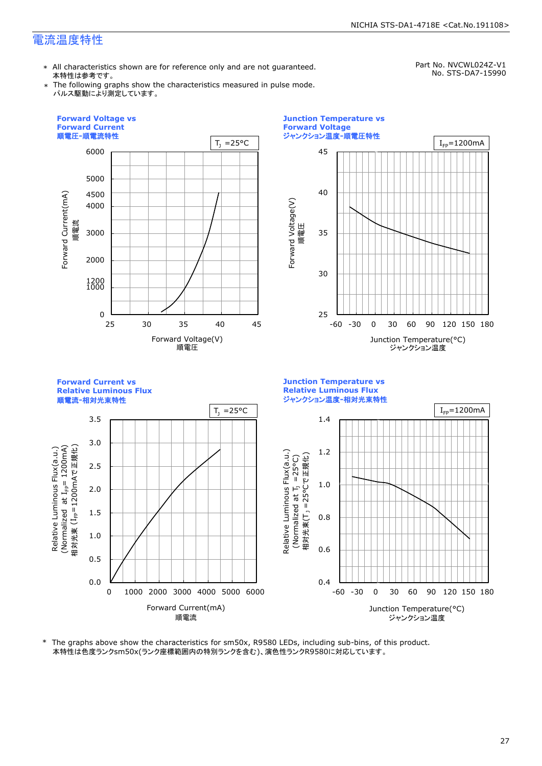# 電流温度特性

Part No. NVCWL024Z-V1
No. STS-DA7-15990

* All characteristics shown are for reference only and are not guaranteed.
  本特性は参考です。
* The following graphs show the characteristics measured in pulse mode.
  パルス駆動により測定しています。

**Forward Voltage vs Forward Current**
**順電圧-順電流特性**

$T_J$ =25°C

Forward Current(mA) 順電流 / Forward Voltage(V) 順電圧

**Junction Temperature vs Forward Voltage**
**ジャンクション温度-順電圧特性**

$I_{FP}$=1200mA

Forward Voltage(V) 順電圧 / Junction Temperature(°C) ジャンクション温度

**Forward Current vs Relative Luminous Flux**
**順電流-相対光束特性**

$T_J$ =25°C

Relative Luminous Flux(a.u.) (Normalized at $I_{FP}$= 1200mA) 相対光束 ($I_{FP}$=1200mAで正規化) / Forward Current(mA) 順電流

**Junction Temperature vs Relative Luminous Flux**
**ジャンクション温度-相対光束特性**

$I_{FP}$=1200mA

Relative Luminous Flux(a.u.) (Normalized at $T_J$ =25°C) 相対光束($T_J$ =25°Cで正規化) / Junction Temperature(°C) ジャンクション温度

* The graphs above show the characteristics for sm50x, R9580 LEDs, including sub-bins, of this product.
  本特性は色度ランクsm50x(ランク座標範囲内の特別ランクを含む)、演色性ランクR9580に対応しています。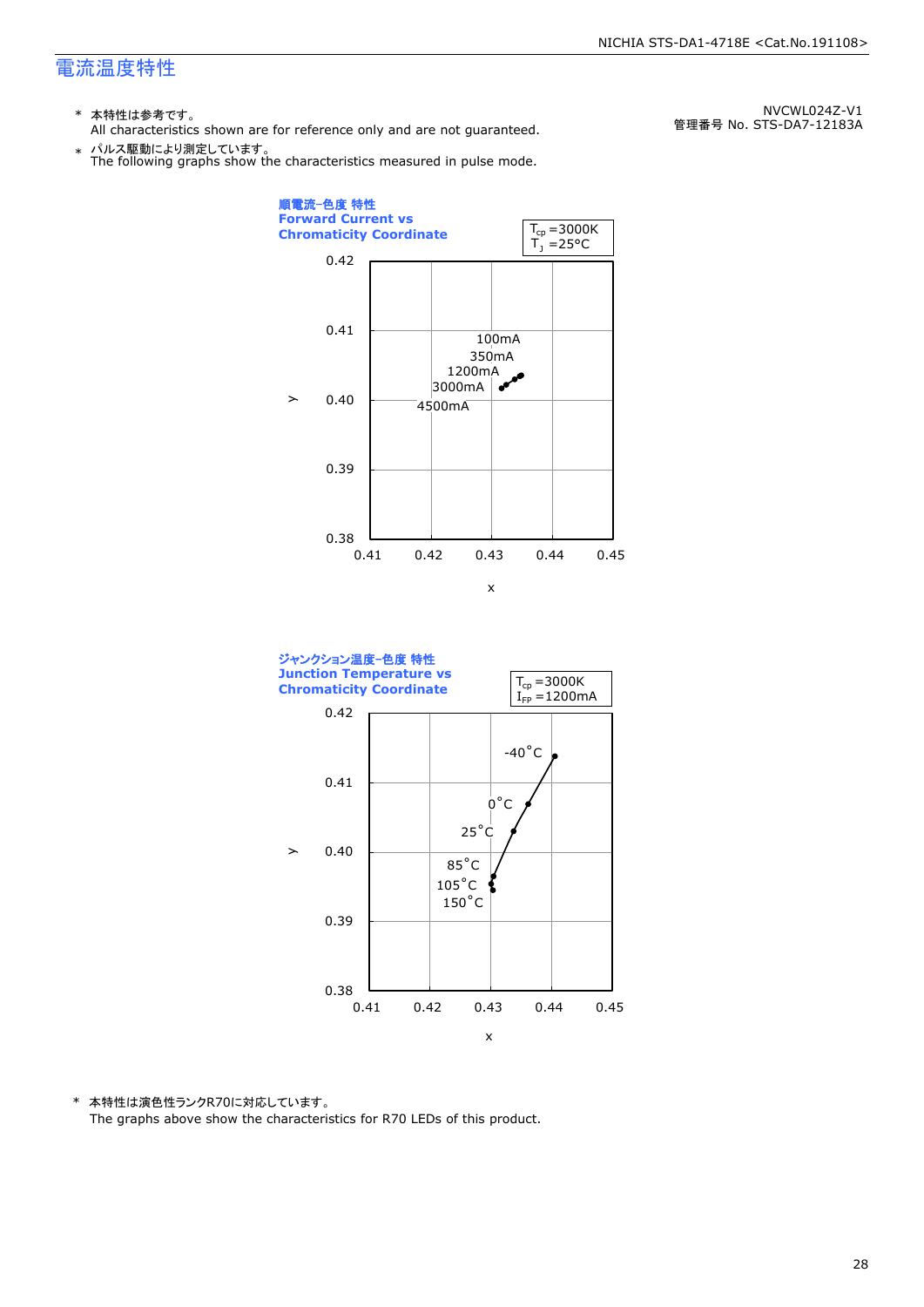# 電流温度特性

NVCWL024Z-V1
管理番号 No. STS-DA7-12183A

\* 本特性は参考です。
All characteristics shown are for reference only and are not guaranteed.

\* パルス駆動により測定しています。
The following graphs show the characteristics measured in pulse mode.

**順電流-色度 特性**
**Forward Current vs Chromaticity Coordinate**

$T_{cp}$ =3000K
$T_J$ =25°C

100mA
350mA
1200mA
3000mA
4500mA

x: 0.41, 0.42, 0.43, 0.44, 0.45
y: 0.38, 0.39, 0.40, 0.41, 0.42

**ジャンクション温度-色度 特性**
**Junction Temperature vs Chromaticity Coordinate**

$T_{cp}$ =3000K
$I_{FP}$ =1200mA

-40°C
0°C
25°C
85°C
105°C
150°C

x: 0.41, 0.42, 0.43, 0.44, 0.45
y: 0.38, 0.39, 0.40, 0.41, 0.42

\* 本特性は演色性ランクR70に対応しています。
The graphs above show the characteristics for R70 LEDs of this product.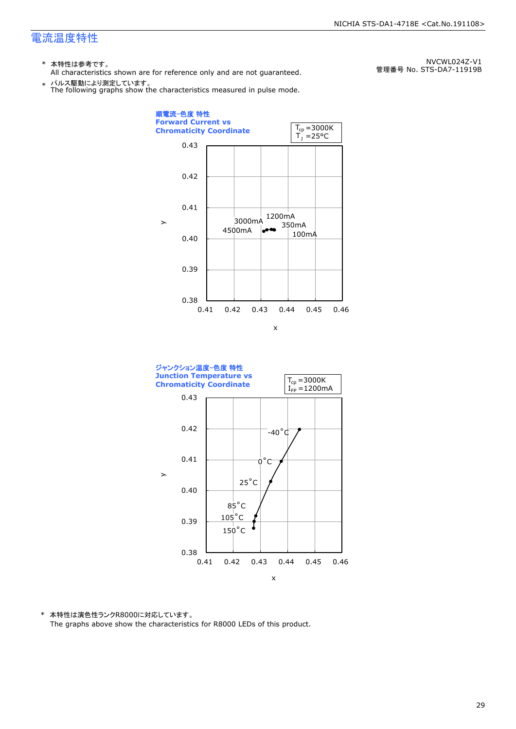# 電流温度特性

NVCWL024Z-V1
管理番号 No. STS-DA7-11919B

\* 本特性は参考です。
All characteristics shown are for reference only and are not guaranteed.

\* パルス駆動により測定しています。
The following graphs show the characteristics measured in pulse mode.

**順電流-色度 特性**
**Forward Current vs Chromaticity Coordinate**

$T_{cp}$ =3000K
$T_J$ =25°C

y (0.38–0.43) / x (0.41–0.46)

3000mA, 4500mA, 1200mA, 350mA, 100mA

**ジャンクション温度-色度 特性**
**Junction Temperature vs Chromaticity Coordinate**

$T_{cp}$ =3000K
$I_{FP}$ =1200mA

y (0.38–0.43) / x (0.41–0.46)

-40°C, 0°C, 25°C, 85°C, 105°C, 150°C

\* 本特性は演色性ランクR8000に対応しています。
The graphs above show the characteristics for R8000 LEDs of this product.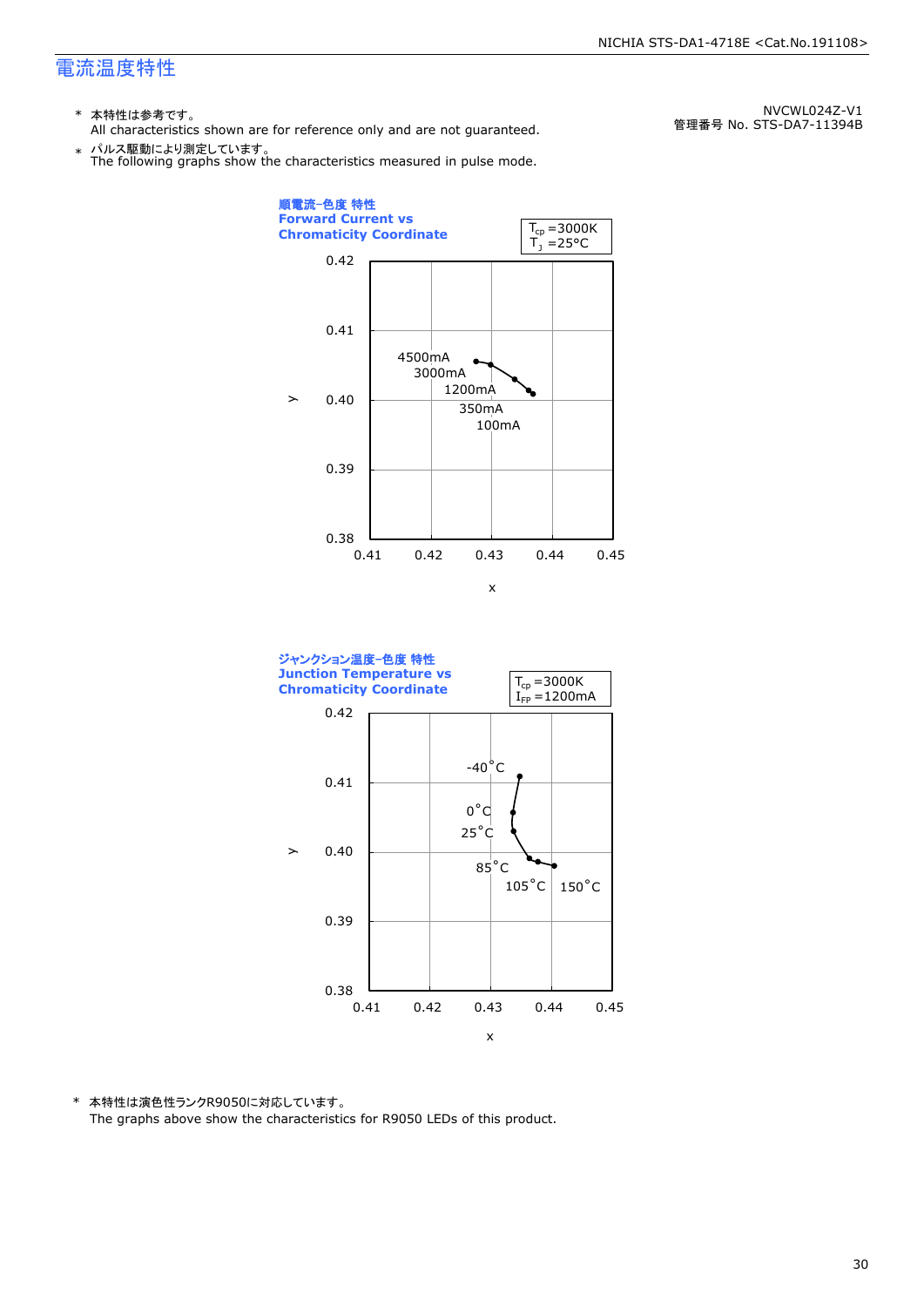## 電流温度特性

NVCWL024Z-V1
管理番号 No. STS-DA7-11394B

\* 本特性は参考です。
All characteristics shown are for reference only and are not guaranteed.

\* パルス駆動により測定しています。
The following graphs show the characteristics measured in pulse mode.

**順電流-色度 特性**
**Forward Current vs Chromaticity Coordinate**

$T_{cp}$ =3000K
$T_J$ =25°C

4500mA
3000mA
1200mA
350mA
100mA

**ジャンクション温度-色度 特性**
**Junction Temperature vs Chromaticity Coordinate**

$T_{cp}$ =3000K
$I_{FP}$ =1200mA

-40°C
0°C
25°C
85°C
105°C
150°C

\* 本特性は演色性ランクR9050に対応しています。
The graphs above show the characteristics for R9050 LEDs of this product.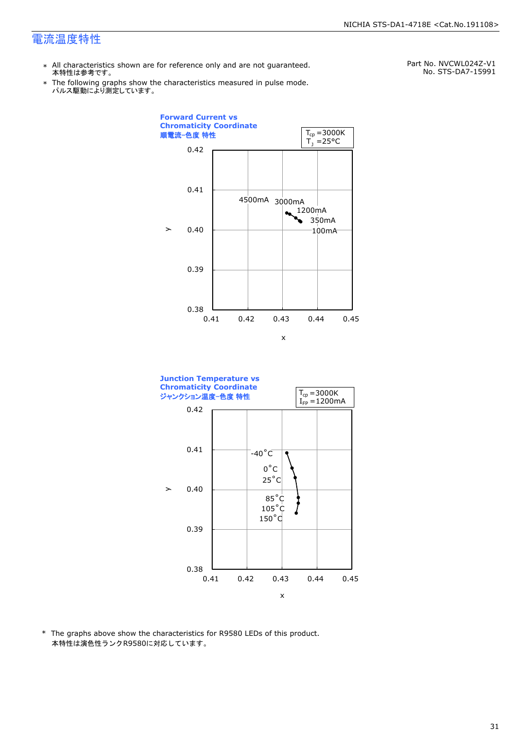# 電流温度特性

Part No. NVCWL024Z-V1
No. STS-DA7-15991

* All characteristics shown are for reference only and are not guaranteed.
  本特性は参考です。
* The following graphs show the characteristics measured in pulse mode.
  パルス駆動により測定しています。

**Forward Current vs Chromaticity Coordinate**
**順電流-色度 特性**

$T_{cp}$ =3000K
$T_J$ =25°C

y: 0.42, 0.41, 0.40, 0.39, 0.38

x: 0.41, 0.42, 0.43, 0.44, 0.45

4500mA, 3000mA, 1200mA, 350mA, 100mA

**Junction Temperature vs Chromaticity Coordinate**
**ジャンクション温度-色度 特性**

$T_{cp}$ =3000K
$I_{FP}$ =1200mA

y: 0.42, 0.41, 0.40, 0.39, 0.38

x: 0.41, 0.42, 0.43, 0.44, 0.45

-40°C, 0°C, 25°C, 85°C, 105°C, 150°C

* The graphs above show the characteristics for R9580 LEDs of this product.
  本特性は演色性ランクR9580に対応しています。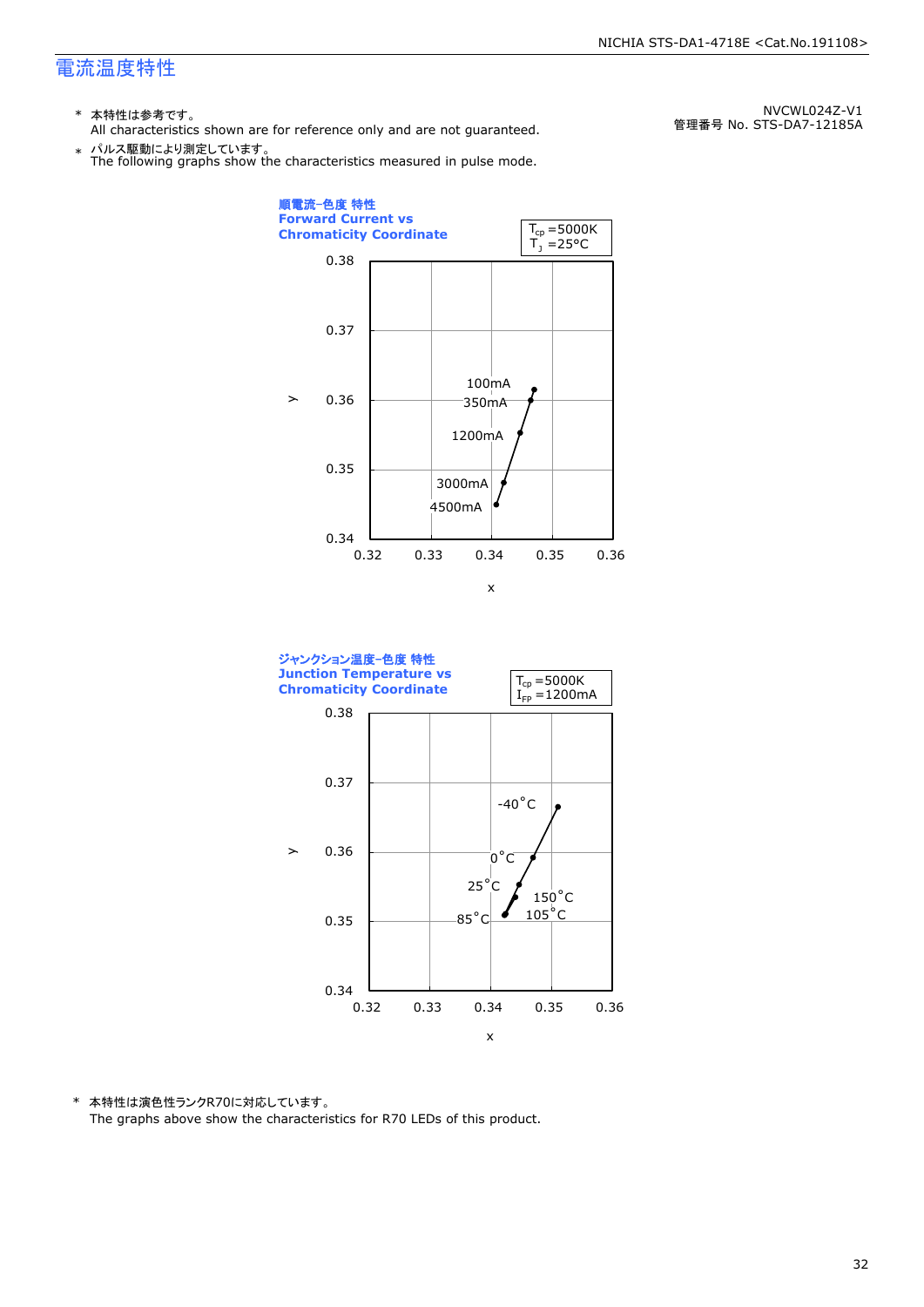# 電流温度特性

NVCWL024Z-V1
管理番号 No. STS-DA7-12185A

\* 本特性は参考です。
All characteristics shown are for reference only and are not guaranteed.

\* パルス駆動により測定しています。
The following graphs show the characteristics measured in pulse mode.

**順電流-色度 特性**
**Forward Current vs Chromaticity Coordinate**

$T_{cp}$ =5000K
$T_J$ =25°C

(Graph: x axis 0.32–0.36, y axis 0.34–0.38; points labeled 100mA, 350mA, 1200mA, 3000mA, 4500mA)

**ジャンクション温度-色度 特性**
**Junction Temperature vs Chromaticity Coordinate**

$T_{cp}$ =5000K
$I_{FP}$ =1200mA

(Graph: x axis 0.32–0.36, y axis 0.34–0.38; points labeled -40°C, 0°C, 25°C, 85°C, 105°C, 150°C)

\* 本特性は演色性ランクR70に対応しています。
The graphs above show the characteristics for R70 LEDs of this product.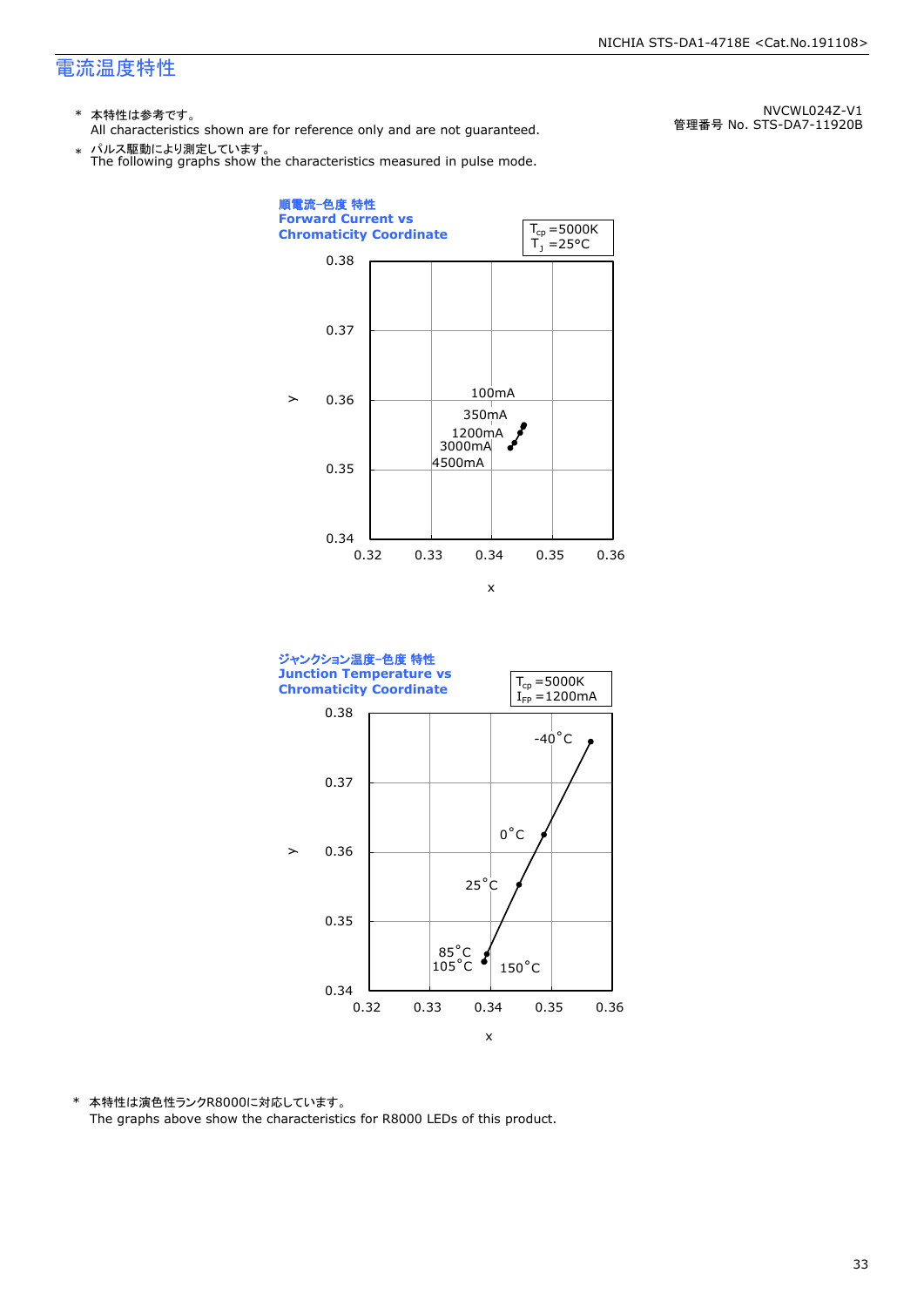# 電流温度特性

NVCWL024Z-V1
管理番号 No. STS-DA7-11920B

\* 本特性は参考です。
All characteristics shown are for reference only and are not guaranteed.

\* パルス駆動により測定しています。
The following graphs show the characteristics measured in pulse mode.

**順電流-色度 特性**
**Forward Current vs Chromaticity Coordinate**

$T_{cp}$ =5000K
$T_J$ =25°C

y: 0.34 – 0.38; x: 0.32 – 0.36

100mA, 350mA, 1200mA, 3000mA, 4500mA

**ジャンクション温度-色度 特性**
**Junction Temperature vs Chromaticity Coordinate**

$T_{cp}$ =5000K
$I_{FP}$ =1200mA

y: 0.34 – 0.38; x: 0.32 – 0.36

-40°C, 0°C, 25°C, 85°C, 105°C, 150°C

\* 本特性は演色性ランクR8000に対応しています。
The graphs above show the characteristics for R8000 LEDs of this product.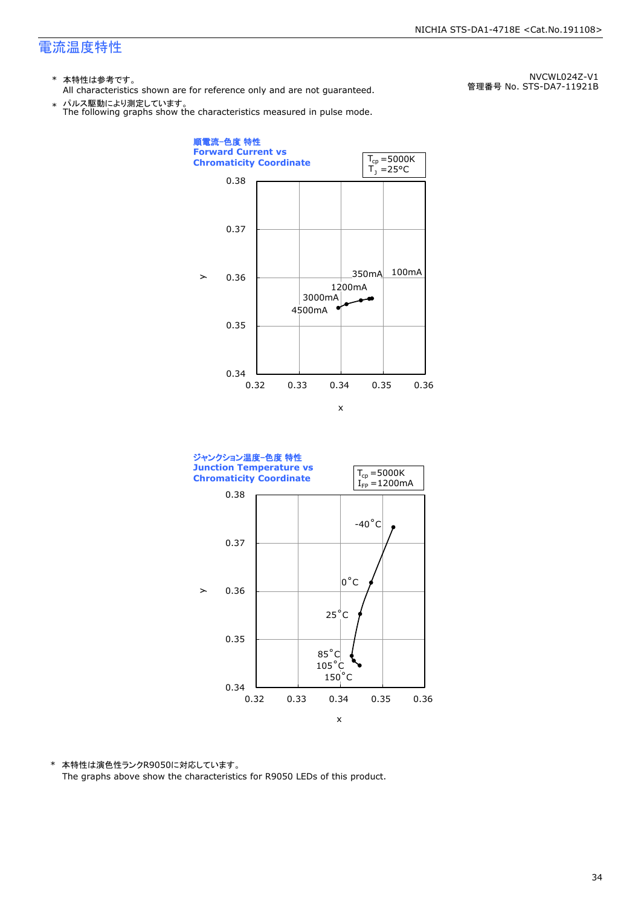# 電流温度特性

NVCWL024Z-V1
管理番号 No. STS-DA7-11921B

\* 本特性は参考です。
All characteristics shown are for reference only and are not guaranteed.

\* パルス駆動により測定しています。
The following graphs show the characteristics measured in pulse mode.

**順電流-色度 特性**
**Forward Current vs Chromaticity Coordinate**

$T_{cp}$ =5000K
$T_J$ =25°C

y: 0.34 – 0.38; x: 0.32 – 0.36

100mA, 350mA, 1200mA, 3000mA, 4500mA

**ジャンクション温度-色度 特性**
**Junction Temperature vs Chromaticity Coordinate**

$T_{cp}$ =5000K
$I_{FP}$ =1200mA

y: 0.34 – 0.38; x: 0.32 – 0.36

-40°C, 0°C, 25°C, 85°C, 105°C, 150°C

\* 本特性は演色性ランクR9050に対応しています。
The graphs above show the characteristics for R9050 LEDs of this product.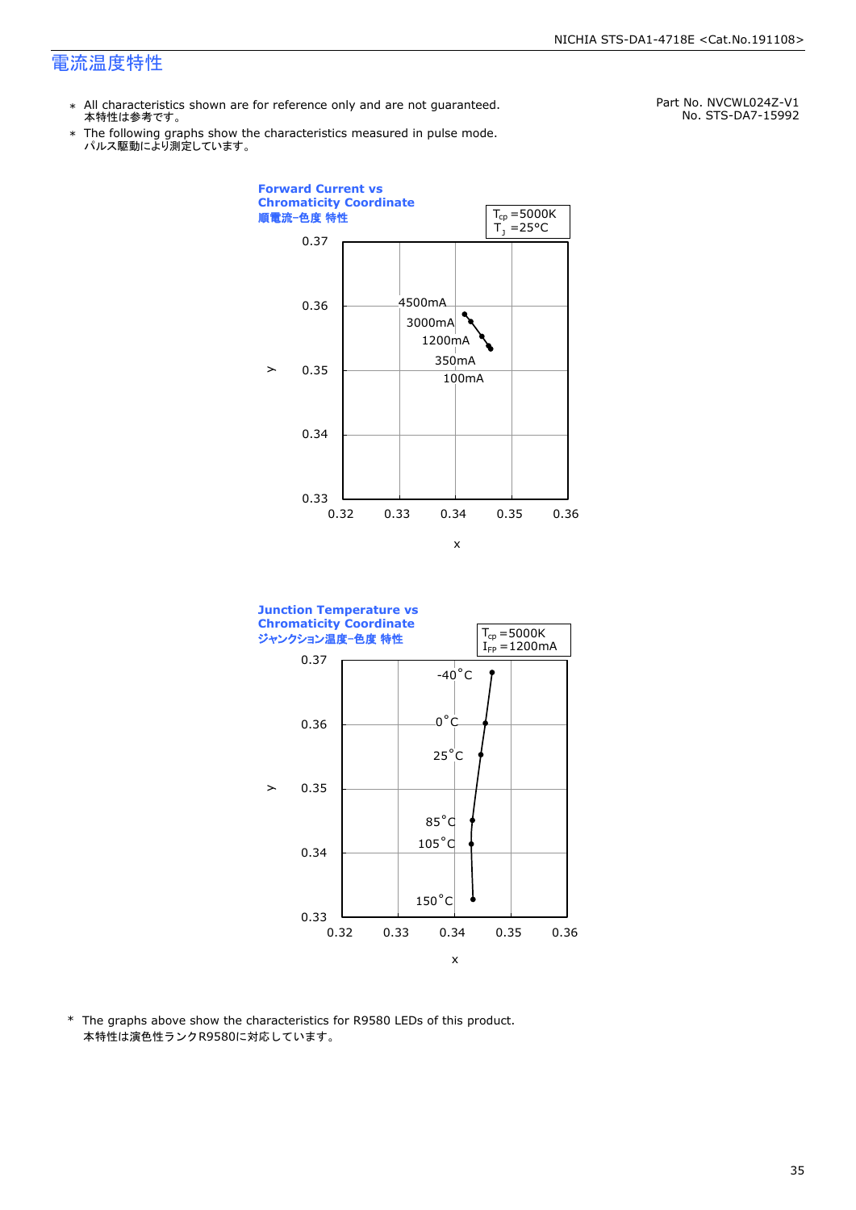# 電流温度特性

Part No. NVCWL024Z-V1
No. STS-DA7-15992

* All characteristics shown are for reference only and are not guaranteed.
  本特性は参考です。
* The following graphs show the characteristics measured in pulse mode.
  パルス駆動により測定しています。

**Forward Current vs Chromaticity Coordinate**
**順電流-色度 特性**

$T_{cp}$ =5000K
$T_J$ =25°C

y axis: 0.33–0.37; x axis: 0.32–0.36

Data labels: 4500mA, 3000mA, 1200mA, 350mA, 100mA

**Junction Temperature vs Chromaticity Coordinate**
**ジャンクション温度-色度 特性**

$T_{cp}$ =5000K
$I_{FP}$ =1200mA

y axis: 0.33–0.37; x axis: 0.32–0.36

Data labels: -40°C, 0°C, 25°C, 85°C, 105°C, 150°C

* The graphs above show the characteristics for R9580 LEDs of this product.
  本特性は演色性ランクR9580に対応しています。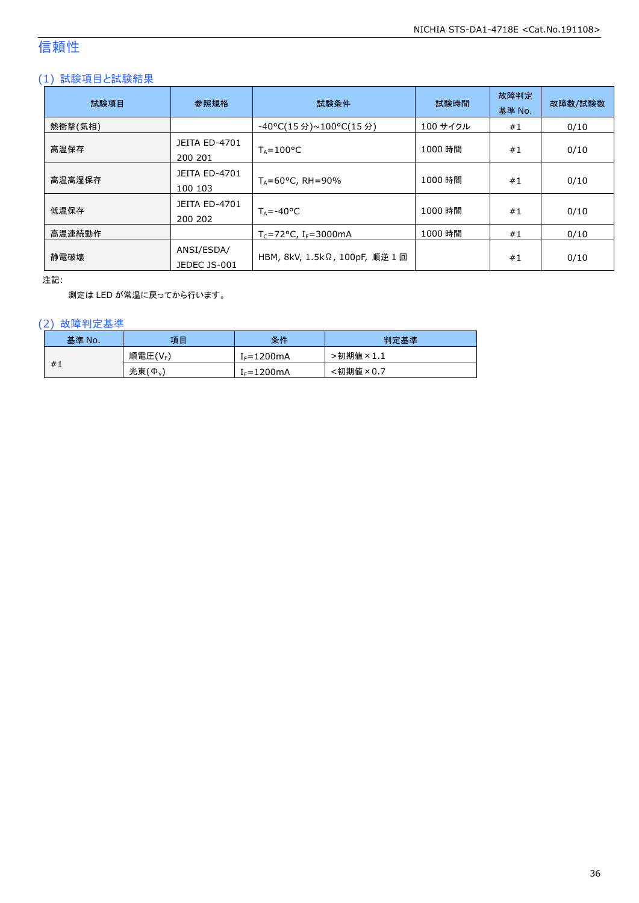# 信頼性

## (1) 試験項目と試験結果

| 試験項目 | 参照規格 | 試験条件 | 試験時間 | 故障判定基準 No. | 故障数/試験数 |
|---|---|---|---|---|---|
| 熱衝撃(気相) | | -40°C(15 分)~100°C(15 分) | 100 サイクル | #1 | 0/10 |
| 高温保存 | JEITA ED-4701 200 201 | $T_A$=100°C | 1000 時間 | #1 | 0/10 |
| 高温高湿保存 | JEITA ED-4701 100 103 | $T_A$=60°C, RH=90% | 1000 時間 | #1 | 0/10 |
| 低温保存 | JEITA ED-4701 200 202 | $T_A$=-40°C | 1000 時間 | #1 | 0/10 |
| 高温連続動作 | | $T_C$=72°C, $I_F$=3000mA | 1000 時間 | #1 | 0/10 |
| 静電破壊 | ANSI/ESDA/ JEDEC JS-001 | HBM, 8kV, 1.5kΩ, 100pF, 順逆 1 回 | | #1 | 0/10 |

注記:

測定は LED が常温に戻ってから行います。

## (2) 故障判定基準

| 基準 No. | 項目 | 条件 | 判定基準 |
|---|---|---|---|
| #1 | 順電圧($V_F$) | $I_F$=1200mA | >初期値×1.1 |
| | 光束($\Phi_v$) | $I_F$=1200mA | <初期値×0.7 |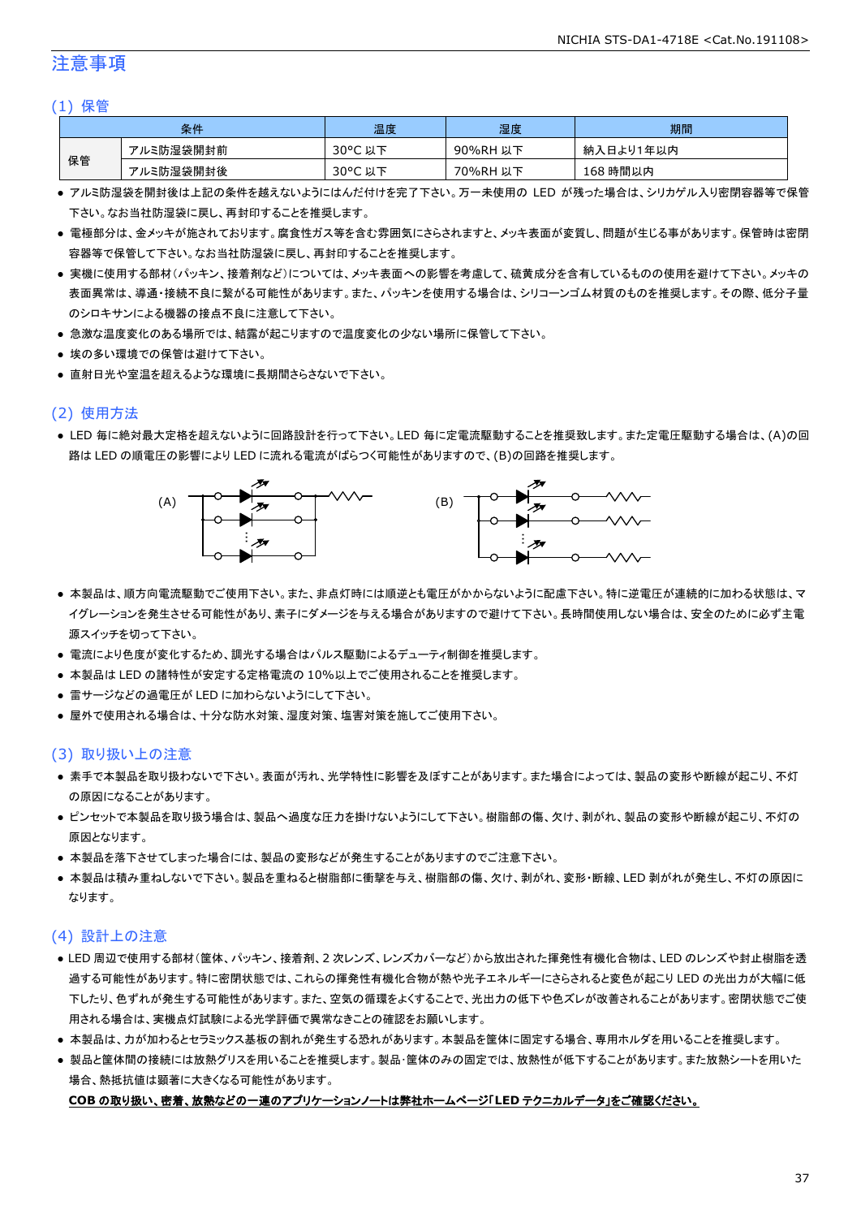# 注意事項

## (1) 保管

| 条件 | | 温度 | 湿度 | 期間 |
|---|---|---|---|---|
| 保管 | アルミ防湿袋開封前 | 30°C 以下 | 90%RH 以下 | 納入日より1年以内 |
| | アルミ防湿袋開封後 | 30°C 以下 | 70%RH 以下 | 168 時間以内 |

- アルミ防湿袋を開封後は上記の条件を越えないようにはんだ付けを完了下さい。万一未使用の LED が残った場合は、シリカゲル入り密閉容器等で保管下さい。なお当社防湿袋に戻し、再封印することを推奨します。
- 電極部分は、金メッキが施されております。腐食性ガス等を含む雰囲気にさらされますと、メッキ表面が変質し、問題が生じる事があります。保管時は密閉容器等で保管して下さい。なお当社防湿袋に戻し、再封印することを推奨します。
- 実機に使用する部材(パッキン、接着剤など)については、メッキ表面への影響を考慮して、硫黄成分を含有しているものの使用を避けて下さい。メッキの表面異常は、導通・接続不良に繋がる可能性があります。また、パッキンを使用する場合は、シリコーンゴム材質のものを推奨します。その際、低分子量のシロキサンによる機器の接点不良に注意して下さい。
- 急激な温度変化のある場所では、結露が起こりますので温度変化の少ない場所に保管して下さい。
- 埃の多い環境での保管は避けて下さい。
- 直射日光や室温を超えるような環境に長期間さらさないで下さい。

## (2) 使用方法

- LED 毎に絶対最大定格を超えないように回路設計を行って下さい。LED 毎に定電流駆動することを推奨致します。また定電圧駆動する場合は、(A)の回路は LED の順電圧の影響により LED に流れる電流がばらつく可能性がありますので、(B)の回路を推奨します。

(A)　(B)

- 本製品は、順方向電流駆動でご使用下さい。また、非点灯時には順逆とも電圧がかからないように配慮下さい。特に逆電圧が連続的に加わる状態は、マイグレーションを発生させる可能性があり、素子にダメージを与える場合がありますので避けて下さい。長時間使用しない場合は、安全のために必ず主電源スイッチを切って下さい。
- 電流により色度が変化するため、調光する場合はパルス駆動によるデューティ制御を推奨します。
- 本製品は LED の諸特性が安定する定格電流の 10%以上でご使用されることを推奨します。
- 雷サージなどの過電圧が LED に加わらないようにして下さい。
- 屋外で使用される場合は、十分な防水対策、湿度対策、塩害対策を施してご使用下さい。

## (3) 取り扱い上の注意

- 素手で本製品を取り扱わないで下さい。表面が汚れ、光学特性に影響を及ぼすことがあります。また場合によっては、製品の変形や断線が起こり、不灯の原因になることがあります。
- ピンセットで本製品を取り扱う場合は、製品へ過度な圧力を掛けないようにして下さい。樹脂部の傷、欠け、剥がれ、製品の変形や断線が起こり、不灯の原因となります。
- 本製品を落下させてしまった場合には、製品の変形などが発生することがありますのでご注意下さい。
- 本製品は積み重ねしないで下さい。製品を重ねると樹脂部に衝撃を与え、樹脂部の傷、欠け、剥がれ、変形・断線、LED 剥がれが発生し、不灯の原因になります。

## (4) 設計上の注意

- LED 周辺で使用する部材(筐体、パッキン、接着剤、2 次レンズ、レンズカバーなど)から放出された揮発性有機化合物は、LED のレンズや封止樹脂を透過する可能性があります。特に密閉状態では、これらの揮発性有機化合物が熱や光子エネルギーにさらされると変色が起こり LED の光出力が大幅に低下したり、色ずれが発生する可能性があります。また、空気の循環をよくすることで、光出力の低下や色ズレが改善されることがあります。密閉状態でご使用される場合は、実機点灯試験による光学評価で異常なきことの確認をお願いします。
- 本製品は、力が加わるとセラミックス基板の割れが発生する恐れがあります。本製品を筐体に固定する場合、専用ホルダを用いることを推奨します。
- 製品と筐体間の接続には放熱グリスを用いることを推奨します。製品・筐体のみの固定では、放熱性が低下することがあります。また放熱シートを用いた場合、熱抵抗値は顕著に大きくなる可能性があります。

**COB の取り扱い、密着、放熱などの一連のアプリケーションノートは弊社ホームページ「LED テクニカルデータ」をご確認ください。**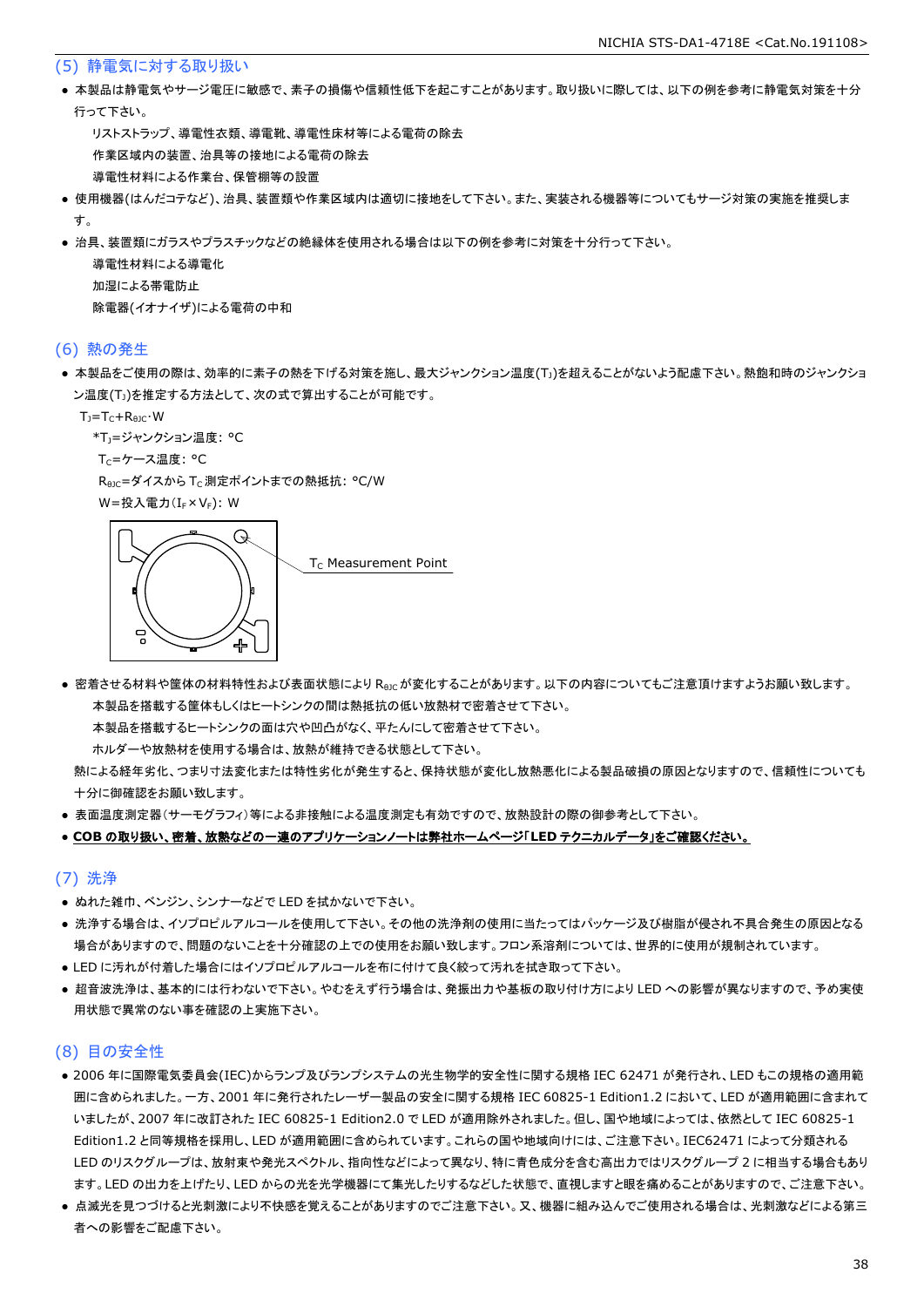## (5) 静電気に対する取り扱い

- 本製品は静電気やサージ電圧に敏感で、素子の損傷や信頼性低下を起こすことがあります。取り扱いに際しては、以下の例を参考に静電気対策を十分行って下さい。

    リストストラップ、導電性衣類、導電靴、導電性床材等による電荷の除去

    作業区域内の装置、治具等の接地による電荷の除去

    導電性材料による作業台、保管棚等の設置

- 使用機器(はんだコテなど)、治具、装置類や作業区域内は適切に接地をして下さい。また、実装される機器等についてもサージ対策の実施を推奨します。
- 治具、装置類にガラスやプラスチックなどの絶縁体を使用される場合は以下の例を参考に対策を十分行って下さい。

    導電性材料による導電化

    加湿による帯電防止

    除電器(イオナイザ)による電荷の中和

## (6) 熱の発生

- 本製品をご使用の際は、効率的に素子の熱を下げる対策を施し、最大ジャンクション温度($T_J$)を超えることがないよう配慮下さい。熱飽和時のジャンクション温度($T_J$)を推定する方法として、次の式で算出することが可能です。

    $T_J=T_C+R_{\theta JC}\cdot W$

    *$T_J$=ジャンクション温度: °C

    $T_C$=ケース温度: °C

    $R_{\theta JC}$=ダイスから $T_C$ 測定ポイントまでの熱抵抗: °C/W

    W=投入電力($I_F\times V_F$): W

$T_C$ Measurement Point

- 密着させる材料や筐体の材料特性および表面状態により $R_{\theta JC}$ が変化することがあります。以下の内容についてもご注意頂けますようお願い致します。

    本製品を搭載する筐体もしくはヒートシンクの間は熱抵抗の低い放熱材で密着させて下さい。

    本製品を搭載するヒートシンクの面は穴や凹凸がなく、平たんにして密着させて下さい。

    ホルダーや放熱材を使用する場合は、放熱が維持できる状態として下さい。

    熱による経年劣化、つまり寸法変化または特性劣化が発生すると、保持状態が変化し放熱悪化による製品破損の原因となりますので、信頼性についても十分に御確認をお願い致します。

- 表面温度測定器(サーモグラフィ)等による非接触による温度測定も有効ですので、放熱設計の際の御参考として下さい。
- **COB の取り扱い、密着、放熱などの一連のアプリケーションノートは弊社ホームページ「LED テクニカルデータ」をご確認ください。**

## (7) 洗浄

- ぬれた雑巾、ベンジン、シンナーなどで LED を拭かないで下さい。
- 洗浄する場合は、イソプロピルアルコールを使用して下さい。その他の洗浄剤の使用に当たってはパッケージ及び樹脂が侵され不具合発生の原因となる場合がありますので、問題のないことを十分確認の上での使用をお願い致します。フロン系溶剤については、世界的に使用が規制されています。
- LED に汚れが付着した場合にはイソプロピルアルコールを布に付けて良く絞って汚れを拭き取って下さい。
- 超音波洗浄は、基本的には行わないで下さい。やむをえず行う場合は、発振出力や基板の取り付け方により LED への影響が異なりますので、予め実使用状態で異常のない事を確認の上実施下さい。

## (8) 目の安全性

- 2006 年に国際電気委員会(IEC)からランプ及びランプシステムの光生物学的安全性に関する規格 IEC 62471 が発行され、LED もこの規格の適用範囲に含められました。一方、2001 年に発行されたレーザー製品の安全に関する規格 IEC 60825-1 Edition1.2 において、LED が適用範囲に含まれていましたが、2007 年に改訂された IEC 60825-1 Edition2.0 で LED が適用除外されました。但し、国や地域によっては、依然として IEC 60825-1 Edition1.2 と同等規格を採用し、LED が適用範囲に含められています。これらの国や地域向けには、ご注意下さい。IEC62471 によって分類される LED のリスクグループは、放射束や発光スペクトル、指向性などによって異なり、特に青色成分を含む高出力ではリスクグループ 2 に相当する場合もあります。LED の出力を上げたり、LED からの光を光学機器にて集光したりするなどした状態で、直視しますと眼を痛めることがありますので、ご注意下さい。
- 点滅光を見つづけると光刺激により不快感を覚えることがありますのでご注意下さい。又、機器に組み込んでご使用される場合は、光刺激などによる第三者への影響をご配慮下さい。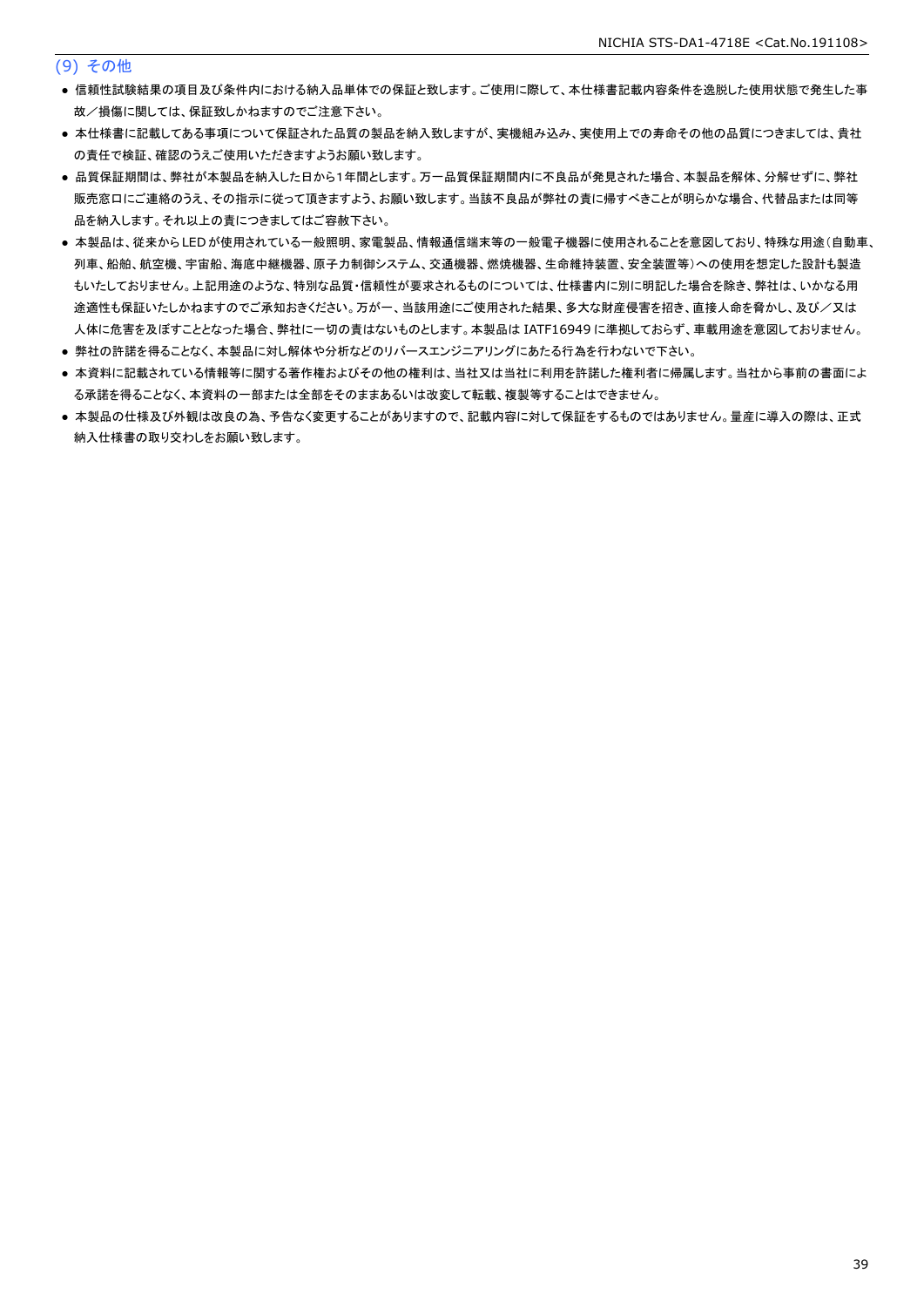## (9) その他

- 信頼性試験結果の項目及び条件内における納入品単体での保証と致します。ご使用に際して、本仕様書記載内容条件を逸脱した使用状態で発生した事故／損傷に関しては、保証致しかねますのでご注意下さい。
- 本仕様書に記載してある事項について保証された品質の製品を納入致しますが、実機組み込み、実使用上での寿命その他の品質につきましては、貴社の責任で検証、確認のうえご使用いただきますようお願い致します。
- 品質保証期間は、弊社が本製品を納入した日から1年間とします。万一品質保証期間内に不良品が発見された場合、本製品を解体、分解せずに、弊社販売窓口にご連絡のうえ、その指示に従って頂きますよう、お願い致します。当該不良品が弊社の責に帰すべきことが明らかな場合、代替品または同等品を納入します。それ以上の責につきましてはご容赦下さい。
- 本製品は、従来からLEDが使用されている一般照明、家電製品、情報通信端末等の一般電子機器に使用されることを意図しており、特殊な用途(自動車、列車、船舶、航空機、宇宙船、海底中継機器、原子力制御システム、交通機器、燃焼機器、生命維持装置、安全装置等)への使用を想定した設計も製造もいたしておりません。上記用途のような、特別な品質・信頼性が要求されるものについては、仕様書内に別に明記した場合を除き、弊社は、いかなる用途適性も保証いたしかねますのでご承知おきください。万が一、当該用途にご使用された結果、多大な財産侵害を招き、直接人命を脅かし、及び／又は人体に危害を及ぼすこととなった場合、弊社に一切の責はないものとします。本製品は IATF16949 に準拠しておらず、車載用途を意図しておりません。
- 弊社の許諾を得ることなく、本製品に対し解体や分析などのリバースエンジニアリングにあたる行為を行わないで下さい。
- 本資料に記載されている情報等に関する著作権およびその他の権利は、当社又は当社に利用を許諾した権利者に帰属します。当社から事前の書面による承諾を得ることなく、本資料の一部または全部をそのままあるいは改変して転載、複製等することはできません。
- 本製品の仕様及び外観は改良の為、予告なく変更することがありますので、記載内容に対して保証をするものではありません。量産に導入の際は、正式納入仕様書の取り交わしをお願い致します。